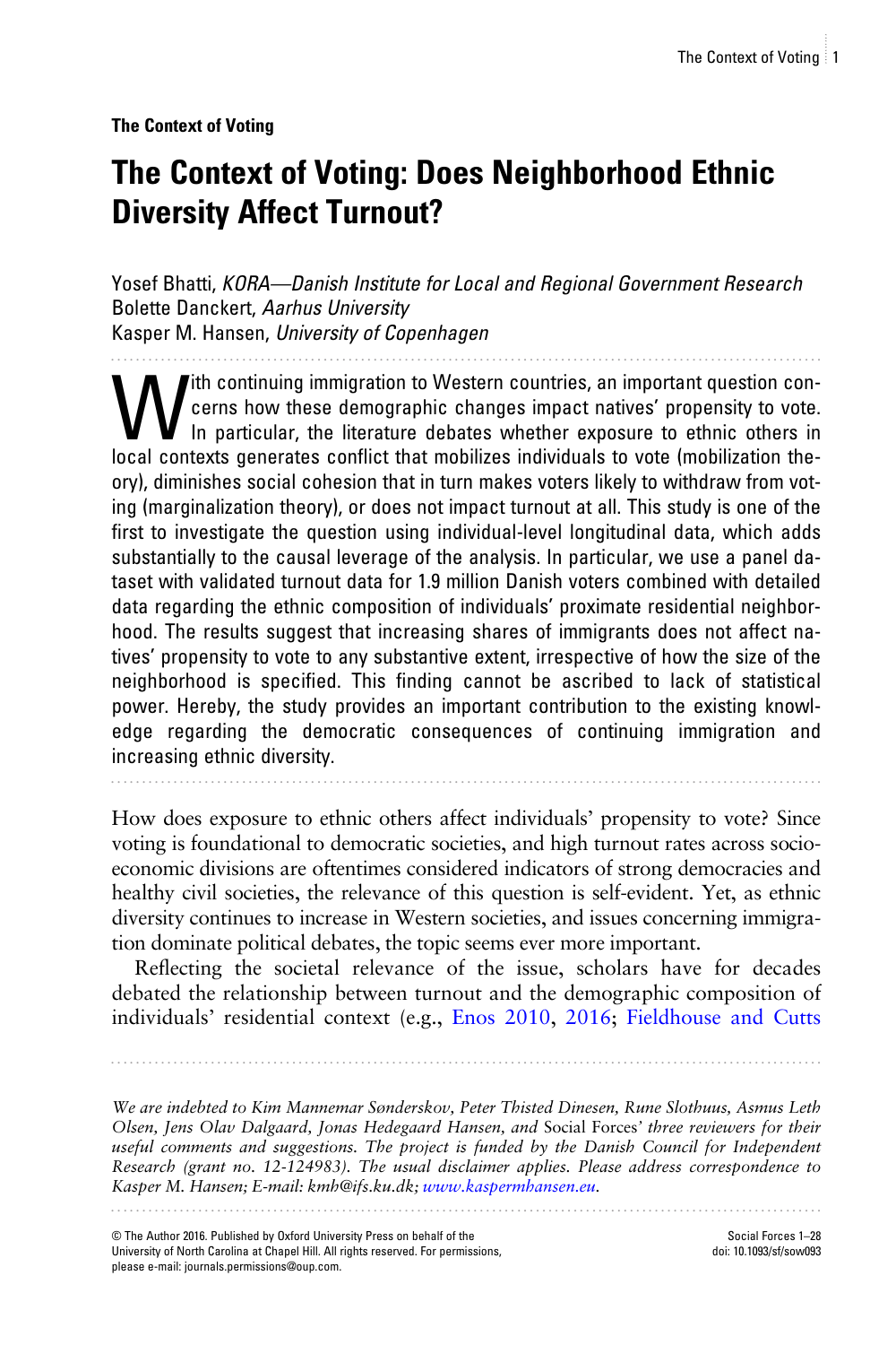**The Context of Voting**

# The Context of Voting: Does Neighborhood Ethnic Diversity Affect Turnout?

Yosef Bhatti, *KORA—Danish Institute for Local and Regional Government Research*
Bolette Danckert, *Aarhus University*
Kasper M. Hansen, *University of Copenhagen*

With continuing immigration to Western countries, an important question concerns how these demographic changes impact natives' propensity to vote. In particular, the literature debates whether exposure to ethnic others in local contexts generates conflict that mobilizes individuals to vote (mobilization theory), diminishes social cohesion that in turn makes voters likely to withdraw from voting (marginalization theory), or does not impact turnout at all. This study is one of the first to investigate the question using individual-level longitudinal data, which adds substantially to the causal leverage of the analysis. In particular, we use a panel dataset with validated turnout data for 1.9 million Danish voters combined with detailed data regarding the ethnic composition of individuals' proximate residential neighborhood. The results suggest that increasing shares of immigrants does not affect natives' propensity to vote to any substantive extent, irrespective of how the size of the neighborhood is specified. This finding cannot be ascribed to lack of statistical power. Hereby, the study provides an important contribution to the existing knowledge regarding the democratic consequences of continuing immigration and increasing ethnic diversity.

How does exposure to ethnic others affect individuals' propensity to vote? Since voting is foundational to democratic societies, and high turnout rates across socioeconomic divisions are oftentimes considered indicators of strong democracies and healthy civil societies, the relevance of this question is self-evident. Yet, as ethnic diversity continues to increase in Western societies, and issues concerning immigration dominate political debates, the topic seems ever more important.

Reflecting the societal relevance of the issue, scholars have for decades debated the relationship between turnout and the demographic composition of individuals' residential context (e.g., Enos 2010, 2016; Fieldhouse and Cutts

*We are indebted to Kim Mannemar Sønderskov, Peter Thisted Dinesen, Rune Slothuus, Asmus Leth Olsen, Jens Olav Dalgaard, Jonas Hedegaard Hansen, and* Social Forces' *three reviewers for their useful comments and suggestions. The project is funded by the Danish Council for Independent Research (grant no. 12-124983). The usual disclaimer applies. Please address correspondence to Kasper M. Hansen; E-mail: kmh@ifs.ku.dk; www.kaspermhansen.eu.*

© The Author 2016. Published by Oxford University Press on behalf of the University of North Carolina at Chapel Hill. All rights reserved. For permissions, please e-mail: journals.permissions@oup.com.

doi: 10.1093/sf/sow093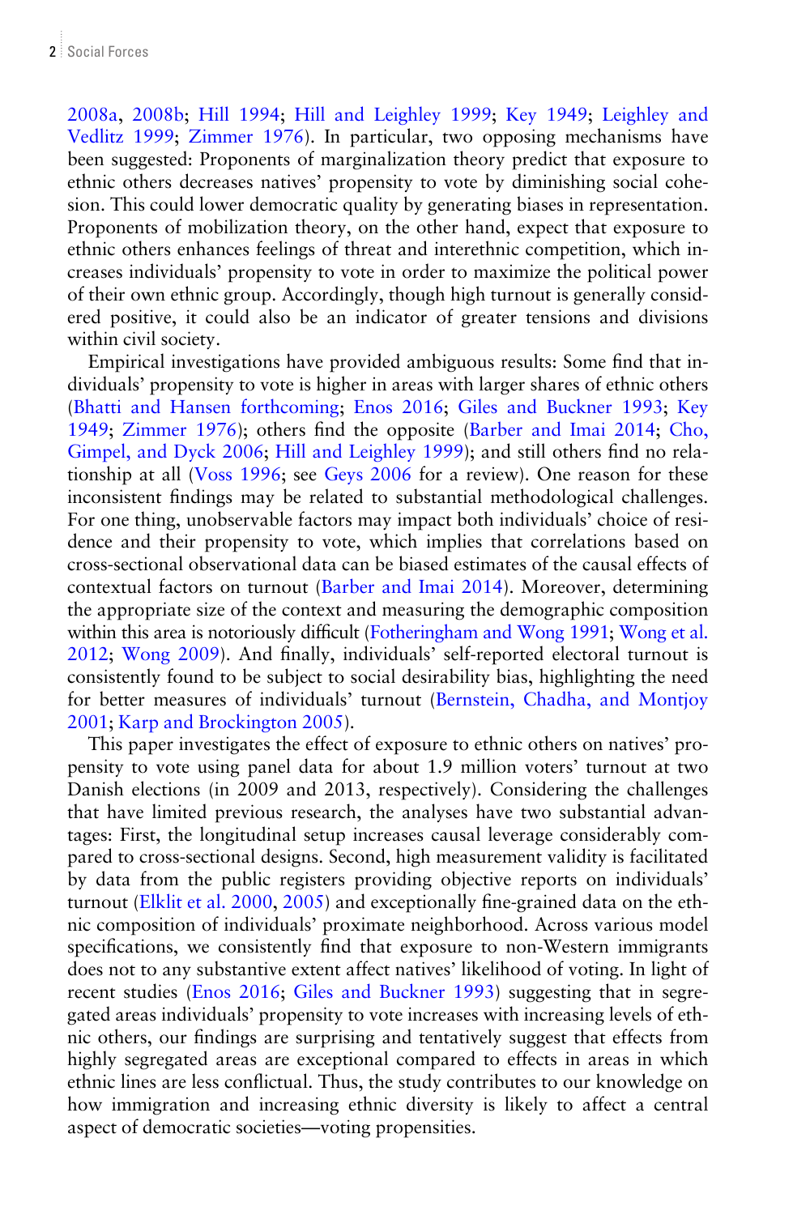2008a, 2008b; Hill 1994; Hill and Leighley 1999; Key 1949; Leighley and Vedlitz 1999; Zimmer 1976). In particular, two opposing mechanisms have been suggested: Proponents of marginalization theory predict that exposure to ethnic others decreases natives' propensity to vote by diminishing social cohesion. This could lower democratic quality by generating biases in representation. Proponents of mobilization theory, on the other hand, expect that exposure to ethnic others enhances feelings of threat and interethnic competition, which increases individuals' propensity to vote in order to maximize the political power of their own ethnic group. Accordingly, though high turnout is generally considered positive, it could also be an indicator of greater tensions and divisions within civil society.

Empirical investigations have provided ambiguous results: Some find that individuals' propensity to vote is higher in areas with larger shares of ethnic others (Bhatti and Hansen forthcoming; Enos 2016; Giles and Buckner 1993; Key 1949; Zimmer 1976); others find the opposite (Barber and Imai 2014; Cho, Gimpel, and Dyck 2006; Hill and Leighley 1999); and still others find no relationship at all (Voss 1996; see Geys 2006 for a review). One reason for these inconsistent findings may be related to substantial methodological challenges. For one thing, unobservable factors may impact both individuals' choice of residence and their propensity to vote, which implies that correlations based on cross-sectional observational data can be biased estimates of the causal effects of contextual factors on turnout (Barber and Imai 2014). Moreover, determining the appropriate size of the context and measuring the demographic composition within this area is notoriously difficult (Fotheringham and Wong 1991; Wong et al. 2012; Wong 2009). And finally, individuals' self-reported electoral turnout is consistently found to be subject to social desirability bias, highlighting the need for better measures of individuals' turnout (Bernstein, Chadha, and Montjoy 2001; Karp and Brockington 2005).

This paper investigates the effect of exposure to ethnic others on natives' propensity to vote using panel data for about 1.9 million voters' turnout at two Danish elections (in 2009 and 2013, respectively). Considering the challenges that have limited previous research, the analyses have two substantial advantages: First, the longitudinal setup increases causal leverage considerably compared to cross-sectional designs. Second, high measurement validity is facilitated by data from the public registers providing objective reports on individuals' turnout (Elklit et al. 2000, 2005) and exceptionally fine-grained data on the ethnic composition of individuals' proximate neighborhood. Across various model specifications, we consistently find that exposure to non-Western immigrants does not to any substantive extent affect natives' likelihood of voting. In light of recent studies (Enos 2016; Giles and Buckner 1993) suggesting that in segregated areas individuals' propensity to vote increases with increasing levels of ethnic others, our findings are surprising and tentatively suggest that effects from highly segregated areas are exceptional compared to effects in areas in which ethnic lines are less conflictual. Thus, the study contributes to our knowledge on how immigration and increasing ethnic diversity is likely to affect a central aspect of democratic societies—voting propensities.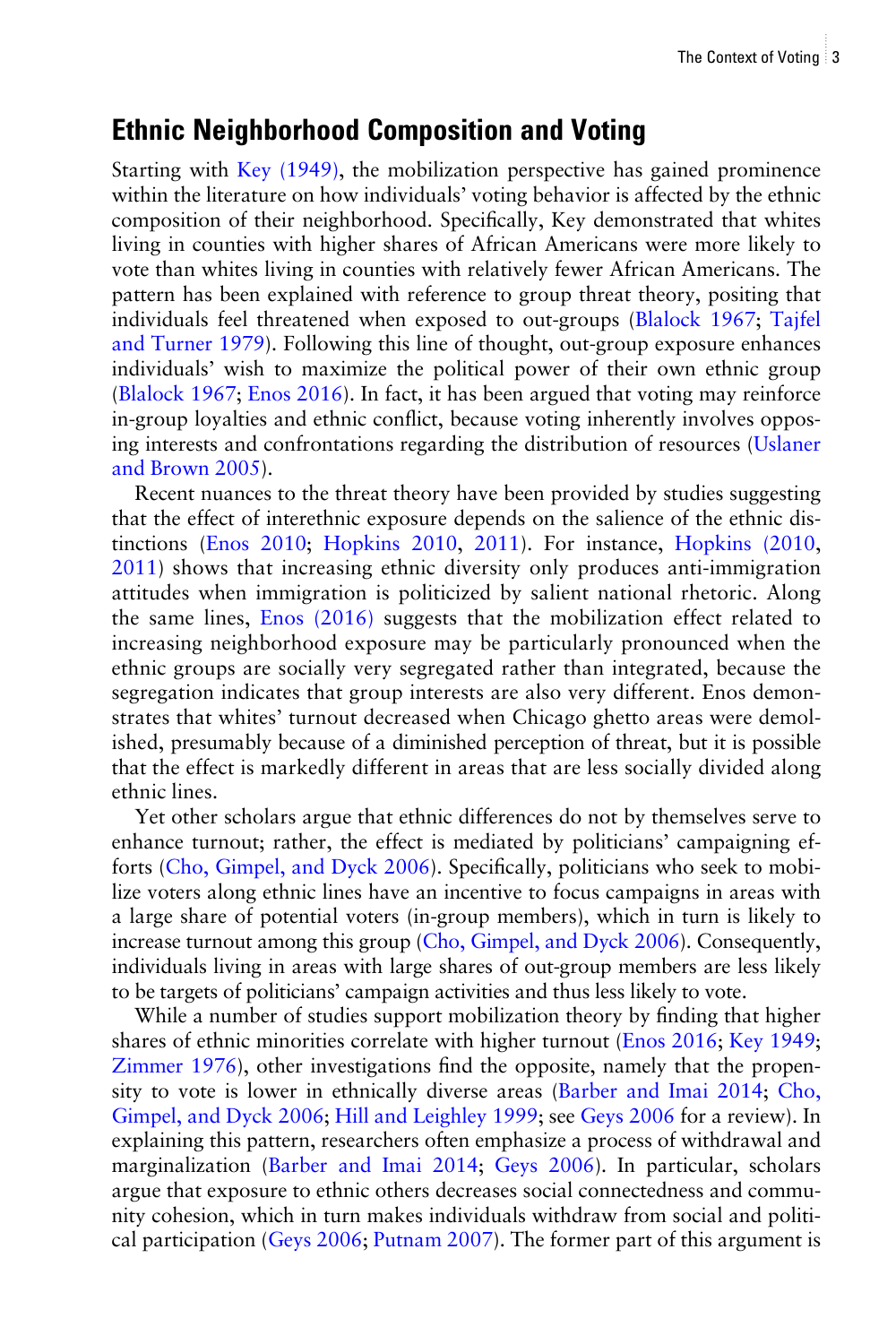## Ethnic Neighborhood Composition and Voting

Starting with Key (1949), the mobilization perspective has gained prominence within the literature on how individuals' voting behavior is affected by the ethnic composition of their neighborhood. Specifically, Key demonstrated that whites living in counties with higher shares of African Americans were more likely to vote than whites living in counties with relatively fewer African Americans. The pattern has been explained with reference to group threat theory, positing that individuals feel threatened when exposed to out-groups (Blalock 1967; Tajfel and Turner 1979). Following this line of thought, out-group exposure enhances individuals' wish to maximize the political power of their own ethnic group (Blalock 1967; Enos 2016). In fact, it has been argued that voting may reinforce in-group loyalties and ethnic conflict, because voting inherently involves opposing interests and confrontations regarding the distribution of resources (Uslaner and Brown 2005).

Recent nuances to the threat theory have been provided by studies suggesting that the effect of interethnic exposure depends on the salience of the ethnic distinctions (Enos 2010; Hopkins 2010, 2011). For instance, Hopkins (2010, 2011) shows that increasing ethnic diversity only produces anti-immigration attitudes when immigration is politicized by salient national rhetoric. Along the same lines, Enos (2016) suggests that the mobilization effect related to increasing neighborhood exposure may be particularly pronounced when the ethnic groups are socially very segregated rather than integrated, because the segregation indicates that group interests are also very different. Enos demonstrates that whites' turnout decreased when Chicago ghetto areas were demolished, presumably because of a diminished perception of threat, but it is possible that the effect is markedly different in areas that are less socially divided along ethnic lines.

Yet other scholars argue that ethnic differences do not by themselves serve to enhance turnout; rather, the effect is mediated by politicians' campaigning efforts (Cho, Gimpel, and Dyck 2006). Specifically, politicians who seek to mobilize voters along ethnic lines have an incentive to focus campaigns in areas with a large share of potential voters (in-group members), which in turn is likely to increase turnout among this group (Cho, Gimpel, and Dyck 2006). Consequently, individuals living in areas with large shares of out-group members are less likely to be targets of politicians' campaign activities and thus less likely to vote.

While a number of studies support mobilization theory by finding that higher shares of ethnic minorities correlate with higher turnout (Enos 2016; Key 1949; Zimmer 1976), other investigations find the opposite, namely that the propensity to vote is lower in ethnically diverse areas (Barber and Imai 2014; Cho, Gimpel, and Dyck 2006; Hill and Leighley 1999; see Geys 2006 for a review). In explaining this pattern, researchers often emphasize a process of withdrawal and marginalization (Barber and Imai 2014; Geys 2006). In particular, scholars argue that exposure to ethnic others decreases social connectedness and community cohesion, which in turn makes individuals withdraw from social and political participation (Geys 2006; Putnam 2007). The former part of this argument is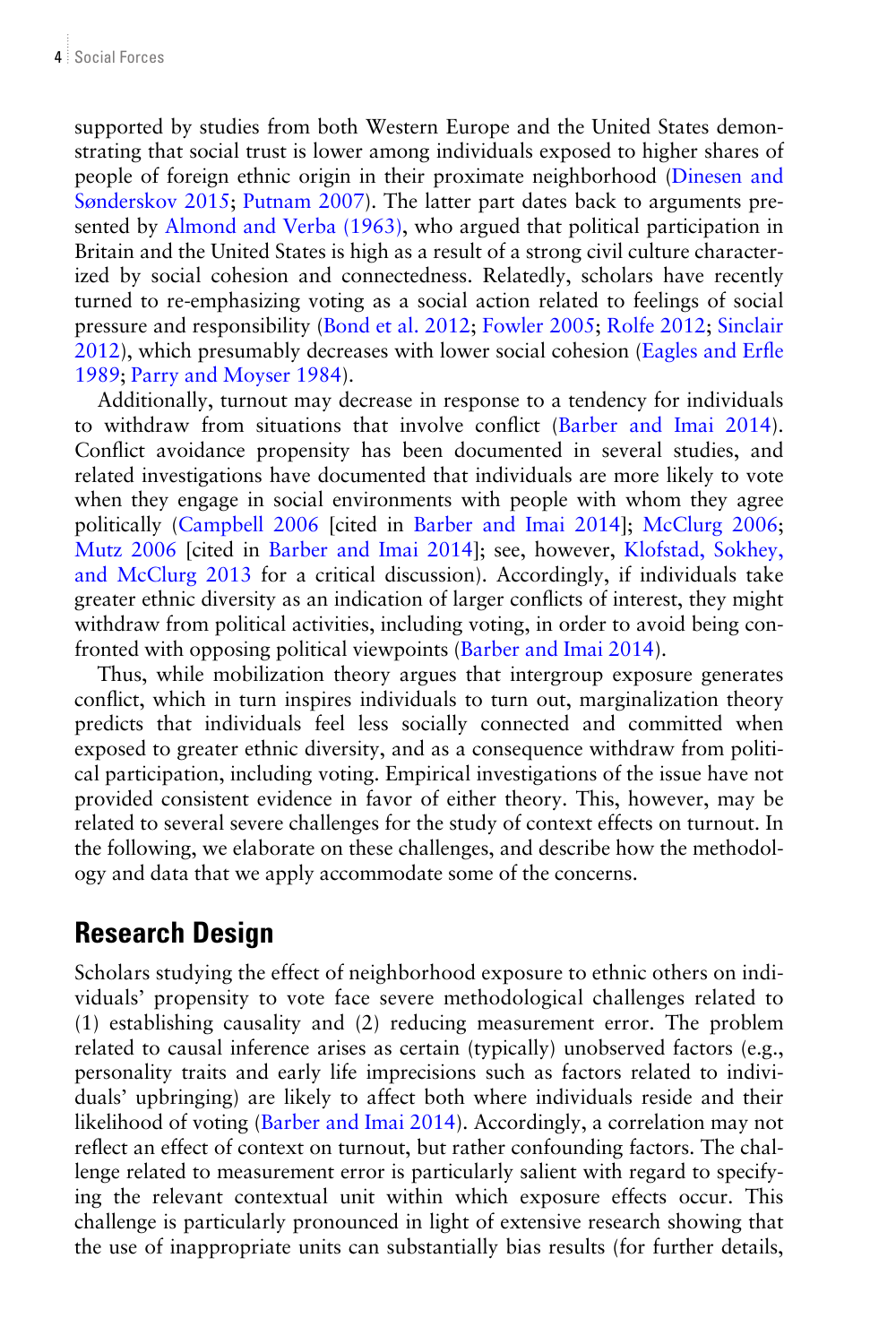supported by studies from both Western Europe and the United States demonstrating that social trust is lower among individuals exposed to higher shares of people of foreign ethnic origin in their proximate neighborhood (Dinesen and Sønderskov 2015; Putnam 2007). The latter part dates back to arguments presented by Almond and Verba (1963), who argued that political participation in Britain and the United States is high as a result of a strong civil culture characterized by social cohesion and connectedness. Relatedly, scholars have recently turned to re-emphasizing voting as a social action related to feelings of social pressure and responsibility (Bond et al. 2012; Fowler 2005; Rolfe 2012; Sinclair 2012), which presumably decreases with lower social cohesion (Eagles and Erfle 1989; Parry and Moyser 1984).

Additionally, turnout may decrease in response to a tendency for individuals to withdraw from situations that involve conflict (Barber and Imai 2014). Conflict avoidance propensity has been documented in several studies, and related investigations have documented that individuals are more likely to vote when they engage in social environments with people with whom they agree politically (Campbell 2006 [cited in Barber and Imai 2014]; McClurg 2006; Mutz 2006 [cited in Barber and Imai 2014]; see, however, Klofstad, Sokhey, and McClurg 2013 for a critical discussion). Accordingly, if individuals take greater ethnic diversity as an indication of larger conflicts of interest, they might withdraw from political activities, including voting, in order to avoid being confronted with opposing political viewpoints (Barber and Imai 2014).

Thus, while mobilization theory argues that intergroup exposure generates conflict, which in turn inspires individuals to turn out, marginalization theory predicts that individuals feel less socially connected and committed when exposed to greater ethnic diversity, and as a consequence withdraw from political participation, including voting. Empirical investigations of the issue have not provided consistent evidence in favor of either theory. This, however, may be related to several severe challenges for the study of context effects on turnout. In the following, we elaborate on these challenges, and describe how the methodology and data that we apply accommodate some of the concerns.

## Research Design

Scholars studying the effect of neighborhood exposure to ethnic others on individuals' propensity to vote face severe methodological challenges related to (1) establishing causality and (2) reducing measurement error. The problem related to causal inference arises as certain (typically) unobserved factors (e.g., personality traits and early life imprecisions such as factors related to individuals' upbringing) are likely to affect both where individuals reside and their likelihood of voting (Barber and Imai 2014). Accordingly, a correlation may not reflect an effect of context on turnout, but rather confounding factors. The challenge related to measurement error is particularly salient with regard to specifying the relevant contextual unit within which exposure effects occur. This challenge is particularly pronounced in light of extensive research showing that the use of inappropriate units can substantially bias results (for further details,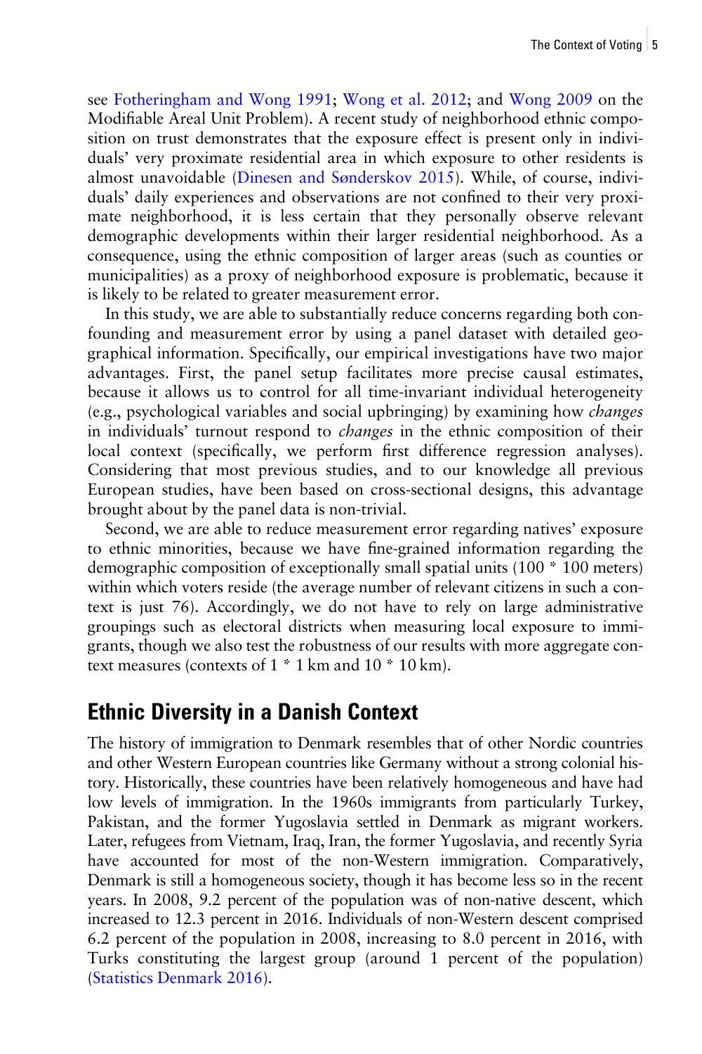see Fotheringham and Wong 1991; Wong et al. 2012; and Wong 2009 on the Modifiable Areal Unit Problem). A recent study of neighborhood ethnic composition on trust demonstrates that the exposure effect is present only in individuals' very proximate residential area in which exposure to other residents is almost unavoidable (Dinesen and Sønderskov 2015). While, of course, individuals' daily experiences and observations are not confined to their very proximate neighborhood, it is less certain that they personally observe relevant demographic developments within their larger residential neighborhood. As a consequence, using the ethnic composition of larger areas (such as counties or municipalities) as a proxy of neighborhood exposure is problematic, because it is likely to be related to greater measurement error.

In this study, we are able to substantially reduce concerns regarding both confounding and measurement error by using a panel dataset with detailed geographical information. Specifically, our empirical investigations have two major advantages. First, the panel setup facilitates more precise causal estimates, because it allows us to control for all time-invariant individual heterogeneity (e.g., psychological variables and social upbringing) by examining how *changes* in individuals' turnout respond to *changes* in the ethnic composition of their local context (specifically, we perform first difference regression analyses). Considering that most previous studies, and to our knowledge all previous European studies, have been based on cross-sectional designs, this advantage brought about by the panel data is non-trivial.

Second, we are able to reduce measurement error regarding natives' exposure to ethnic minorities, because we have fine-grained information regarding the demographic composition of exceptionally small spatial units (100 * 100 meters) within which voters reside (the average number of relevant citizens in such a context is just 76). Accordingly, we do not have to rely on large administrative groupings such as electoral districts when measuring local exposure to immigrants, though we also test the robustness of our results with more aggregate context measures (contexts of 1 * 1 km and 10 * 10 km).

## Ethnic Diversity in a Danish Context

The history of immigration to Denmark resembles that of other Nordic countries and other Western European countries like Germany without a strong colonial history. Historically, these countries have been relatively homogeneous and have had low levels of immigration. In the 1960s immigrants from particularly Turkey, Pakistan, and the former Yugoslavia settled in Denmark as migrant workers. Later, refugees from Vietnam, Iraq, Iran, the former Yugoslavia, and recently Syria have accounted for most of the non-Western immigration. Comparatively, Denmark is still a homogeneous society, though it has become less so in the recent years. In 2008, 9.2 percent of the population was of non-native descent, which increased to 12.3 percent in 2016. Individuals of non-Western descent comprised 6.2 percent of the population in 2008, increasing to 8.0 percent in 2016, with Turks constituting the largest group (around 1 percent of the population) (Statistics Denmark 2016).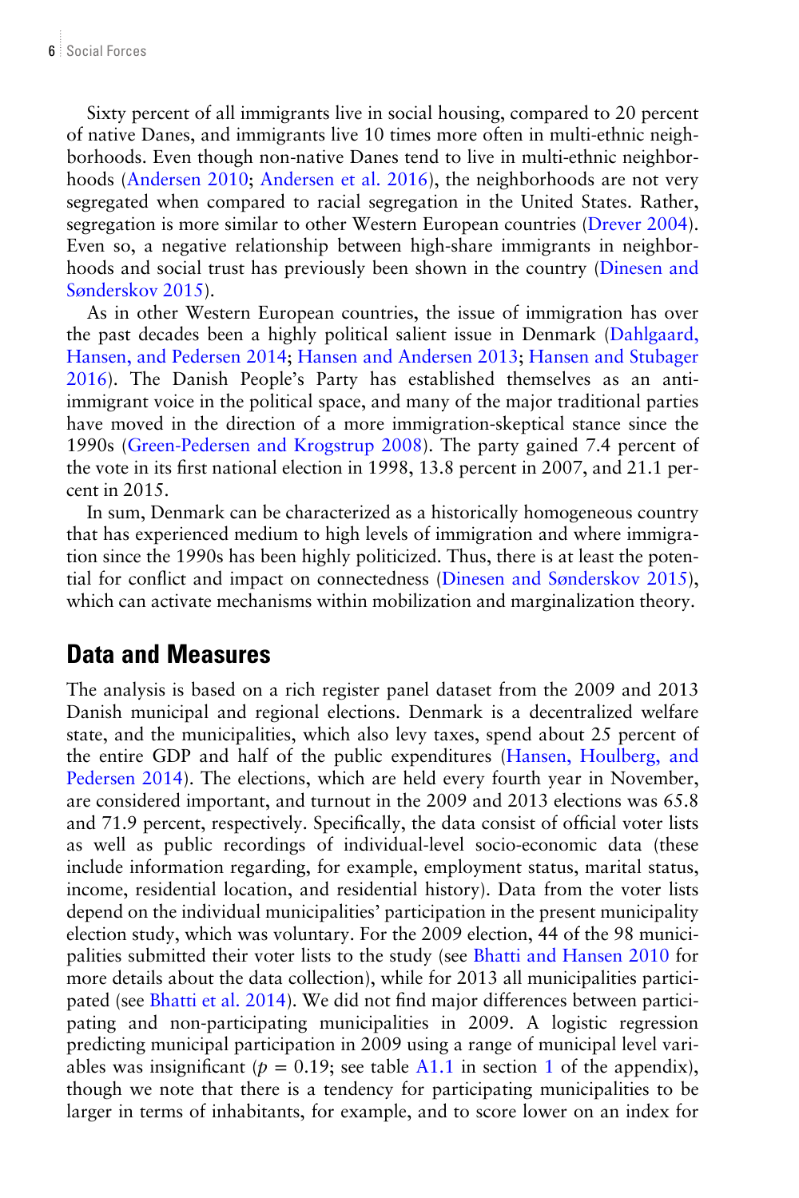Sixty percent of all immigrants live in social housing, compared to 20 percent of native Danes, and immigrants live 10 times more often in multi-ethnic neighborhoods. Even though non-native Danes tend to live in multi-ethnic neighborhoods (Andersen 2010; Andersen et al. 2016), the neighborhoods are not very segregated when compared to racial segregation in the United States. Rather, segregation is more similar to other Western European countries (Drever 2004). Even so, a negative relationship between high-share immigrants in neighborhoods and social trust has previously been shown in the country (Dinesen and Sønderskov 2015).

As in other Western European countries, the issue of immigration has over the past decades been a highly political salient issue in Denmark (Dahlgaard, Hansen, and Pedersen 2014; Hansen and Andersen 2013; Hansen and Stubager 2016). The Danish People's Party has established themselves as an anti-immigrant voice in the political space, and many of the major traditional parties have moved in the direction of a more immigration-skeptical stance since the 1990s (Green-Pedersen and Krogstrup 2008). The party gained 7.4 percent of the vote in its first national election in 1998, 13.8 percent in 2007, and 21.1 percent in 2015.

In sum, Denmark can be characterized as a historically homogeneous country that has experienced medium to high levels of immigration and where immigration since the 1990s has been highly politicized. Thus, there is at least the potential for conflict and impact on connectedness (Dinesen and Sønderskov 2015), which can activate mechanisms within mobilization and marginalization theory.

## Data and Measures

The analysis is based on a rich register panel dataset from the 2009 and 2013 Danish municipal and regional elections. Denmark is a decentralized welfare state, and the municipalities, which also levy taxes, spend about 25 percent of the entire GDP and half of the public expenditures (Hansen, Houlberg, and Pedersen 2014). The elections, which are held every fourth year in November, are considered important, and turnout in the 2009 and 2013 elections was 65.8 and 71.9 percent, respectively. Specifically, the data consist of official voter lists as well as public recordings of individual-level socio-economic data (these include information regarding, for example, employment status, marital status, income, residential location, and residential history). Data from the voter lists depend on the individual municipalities' participation in the present municipality election study, which was voluntary. For the 2009 election, 44 of the 98 municipalities submitted their voter lists to the study (see Bhatti and Hansen 2010 for more details about the data collection), while for 2013 all municipalities participated (see Bhatti et al. 2014). We did not find major differences between participating and non-participating municipalities in 2009. A logistic regression predicting municipal participation in 2009 using a range of municipal level variables was insignificant ($p = 0.19$; see table A1.1 in section 1 of the appendix), though we note that there is a tendency for participating municipalities to be larger in terms of inhabitants, for example, and to score lower on an index for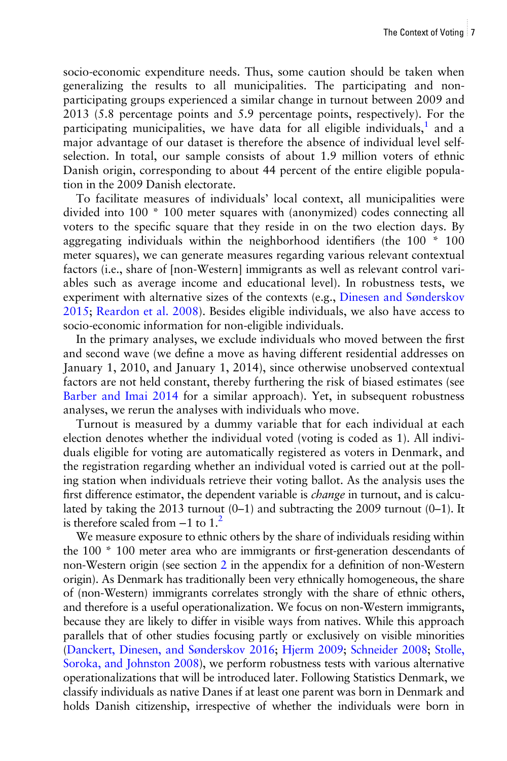socio-economic expenditure needs. Thus, some caution should be taken when generalizing the results to all municipalities. The participating and non-participating groups experienced a similar change in turnout between 2009 and 2013 (5.8 percentage points and 5.9 percentage points, respectively). For the participating municipalities, we have data for all eligible individuals,[1] and a major advantage of our dataset is therefore the absence of individual level self-selection. In total, our sample consists of about 1.9 million voters of ethnic Danish origin, corresponding to about 44 percent of the entire eligible population in the 2009 Danish electorate.

To facilitate measures of individuals' local context, all municipalities were divided into 100 * 100 meter squares with (anonymized) codes connecting all voters to the specific square that they reside in on the two election days. By aggregating individuals within the neighborhood identifiers (the 100 * 100 meter squares), we can generate measures regarding various relevant contextual factors (i.e., share of [non-Western] immigrants as well as relevant control variables such as average income and educational level). In robustness tests, we experiment with alternative sizes of the contexts (e.g., Dinesen and Sønderskov 2015; Reardon et al. 2008). Besides eligible individuals, we also have access to socio-economic information for non-eligible individuals.

In the primary analyses, we exclude individuals who moved between the first and second wave (we define a move as having different residential addresses on January 1, 2010, and January 1, 2014), since otherwise unobserved contextual factors are not held constant, thereby furthering the risk of biased estimates (see Barber and Imai 2014 for a similar approach). Yet, in subsequent robustness analyses, we rerun the analyses with individuals who move.

Turnout is measured by a dummy variable that for each individual at each election denotes whether the individual voted (voting is coded as 1). All individuals eligible for voting are automatically registered as voters in Denmark, and the registration regarding whether an individual voted is carried out at the polling station when individuals retrieve their voting ballot. As the analysis uses the first difference estimator, the dependent variable is *change* in turnout, and is calculated by taking the 2013 turnout (0–1) and subtracting the 2009 turnout (0–1). It is therefore scaled from −1 to 1.[2]

We measure exposure to ethnic others by the share of individuals residing within the 100 * 100 meter area who are immigrants or first-generation descendants of non-Western origin (see section 2 in the appendix for a definition of non-Western origin). As Denmark has traditionally been very ethnically homogeneous, the share of (non-Western) immigrants correlates strongly with the share of ethnic others, and therefore is a useful operationalization. We focus on non-Western immigrants, because they are likely to differ in visible ways from natives. While this approach parallels that of other studies focusing partly or exclusively on visible minorities (Danckert, Dinesen, and Sønderskov 2016; Hjerm 2009; Schneider 2008; Stolle, Soroka, and Johnston 2008), we perform robustness tests with various alternative operationalizations that will be introduced later. Following Statistics Denmark, we classify individuals as native Danes if at least one parent was born in Denmark and holds Danish citizenship, irrespective of whether the individuals were born in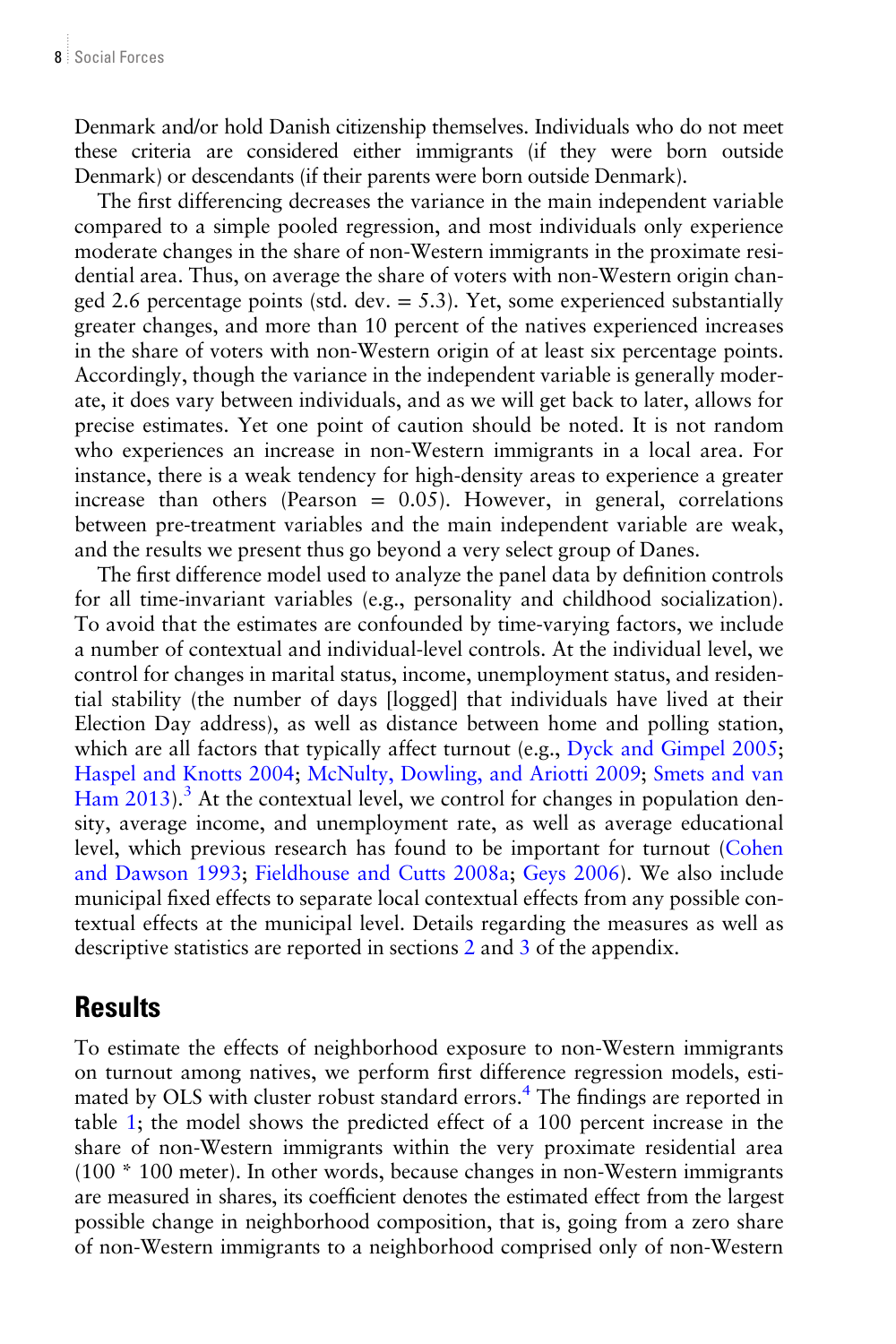Denmark and/or hold Danish citizenship themselves. Individuals who do not meet these criteria are considered either immigrants (if they were born outside Denmark) or descendants (if their parents were born outside Denmark).

The first differencing decreases the variance in the main independent variable compared to a simple pooled regression, and most individuals only experience moderate changes in the share of non-Western immigrants in the proximate residential area. Thus, on average the share of voters with non-Western origin changed 2.6 percentage points (std. dev. = 5.3). Yet, some experienced substantially greater changes, and more than 10 percent of the natives experienced increases in the share of voters with non-Western origin of at least six percentage points. Accordingly, though the variance in the independent variable is generally moderate, it does vary between individuals, and as we will get back to later, allows for precise estimates. Yet one point of caution should be noted. It is not random who experiences an increase in non-Western immigrants in a local area. For instance, there is a weak tendency for high-density areas to experience a greater increase than others (Pearson = 0.05). However, in general, correlations between pre-treatment variables and the main independent variable are weak, and the results we present thus go beyond a very select group of Danes.

The first difference model used to analyze the panel data by definition controls for all time-invariant variables (e.g., personality and childhood socialization). To avoid that the estimates are confounded by time-varying factors, we include a number of contextual and individual-level controls. At the individual level, we control for changes in marital status, income, unemployment status, and residential stability (the number of days [logged] that individuals have lived at their Election Day address), as well as distance between home and polling station, which are all factors that typically affect turnout (e.g., Dyck and Gimpel 2005; Haspel and Knotts 2004; McNulty, Dowling, and Ariotti 2009; Smets and van Ham 2013).[3] At the contextual level, we control for changes in population density, average income, and unemployment rate, as well as average educational level, which previous research has found to be important for turnout (Cohen and Dawson 1993; Fieldhouse and Cutts 2008a; Geys 2006). We also include municipal fixed effects to separate local contextual effects from any possible contextual effects at the municipal level. Details regarding the measures as well as descriptive statistics are reported in sections 2 and 3 of the appendix.

## Results

To estimate the effects of neighborhood exposure to non-Western immigrants on turnout among natives, we perform first difference regression models, estimated by OLS with cluster robust standard errors.[4] The findings are reported in table 1; the model shows the predicted effect of a 100 percent increase in the share of non-Western immigrants within the very proximate residential area (100 * 100 meter). In other words, because changes in non-Western immigrants are measured in shares, its coefficient denotes the estimated effect from the largest possible change in neighborhood composition, that is, going from a zero share of non-Western immigrants to a neighborhood comprised only of non-Western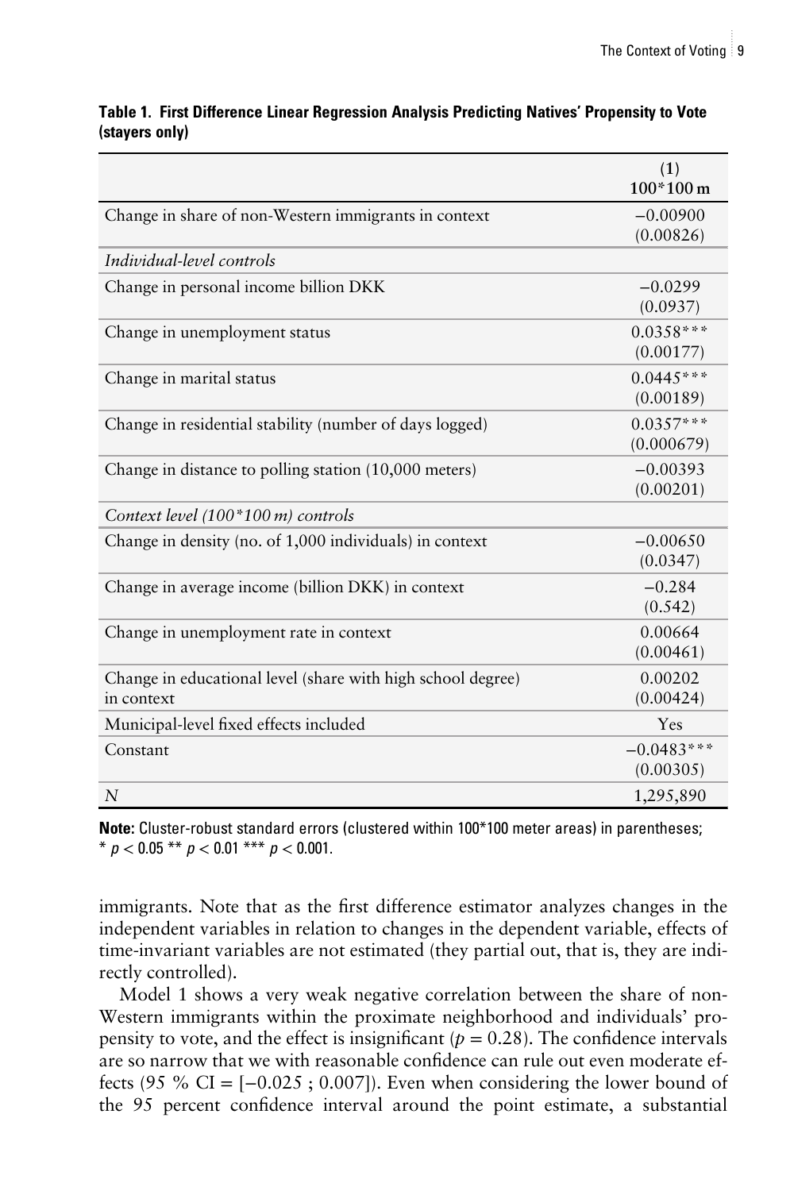**Table 1. First Difference Linear Regression Analysis Predicting Natives' Propensity to Vote (stayers only)**

| | (1)<br>100*100 m |
|---|---|
| Change in share of non-Western immigrants in context | −0.00900<br>(0.00826) |
| *Individual-level controls* | |
| Change in personal income billion DKK | −0.0299<br>(0.0937) |
| Change in unemployment status | 0.0358***<br>(0.00177) |
| Change in marital status | 0.0445***<br>(0.00189) |
| Change in residential stability (number of days logged) | 0.0357***<br>(0.000679) |
| Change in distance to polling station (10,000 meters) | −0.00393<br>(0.00201) |
| *Context level (100*100 m) controls* | |
| Change in density (no. of 1,000 individuals) in context | −0.00650<br>(0.0347) |
| Change in average income (billion DKK) in context | −0.284<br>(0.542) |
| Change in unemployment rate in context | 0.00664<br>(0.00461) |
| Change in educational level (share with high school degree) in context | 0.00202<br>(0.00424) |
| Municipal-level fixed effects included | Yes |
| Constant | −0.0483***<br>(0.00305) |
| *N* | 1,295,890 |

**Note:** Cluster-robust standard errors (clustered within 100*100 meter areas) in parentheses; * $p < 0.05$ ** $p < 0.01$ *** $p < 0.001$.

immigrants. Note that as the first difference estimator analyzes changes in the independent variables in relation to changes in the dependent variable, effects of time-invariant variables are not estimated (they partial out, that is, they are indirectly controlled).

Model 1 shows a very weak negative correlation between the share of non-Western immigrants within the proximate neighborhood and individuals' propensity to vote, and the effect is insignificant ($p = 0.28$). The confidence intervals are so narrow that we with reasonable confidence can rule out even moderate effects (95 % CI = [−0.025 ; 0.007]). Even when considering the lower bound of the 95 percent confidence interval around the point estimate, a substantial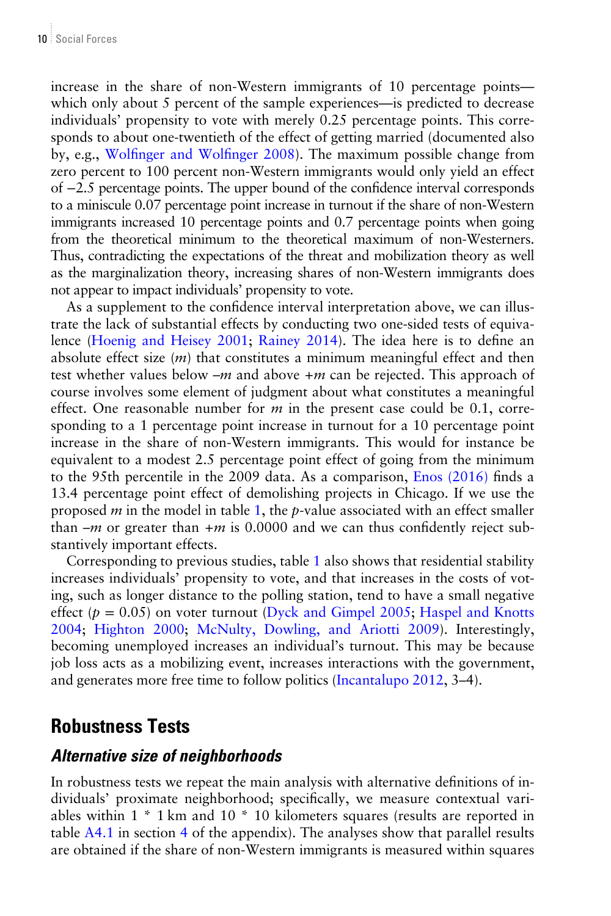increase in the share of non-Western immigrants of 10 percentage points—which only about 5 percent of the sample experiences—is predicted to decrease individuals' propensity to vote with merely 0.25 percentage points. This corresponds to about one-twentieth of the effect of getting married (documented also by, e.g., Wolfinger and Wolfinger 2008). The maximum possible change from zero percent to 100 percent non-Western immigrants would only yield an effect of −2.5 percentage points. The upper bound of the confidence interval corresponds to a miniscule 0.07 percentage point increase in turnout if the share of non-Western immigrants increased 10 percentage points and 0.7 percentage points when going from the theoretical minimum to the theoretical maximum of non-Westerners. Thus, contradicting the expectations of the threat and mobilization theory as well as the marginalization theory, increasing shares of non-Western immigrants does not appear to impact individuals' propensity to vote.

As a supplement to the confidence interval interpretation above, we can illustrate the lack of substantial effects by conducting two one-sided tests of equivalence (Hoenig and Heisey 2001; Rainey 2014). The idea here is to define an absolute effect size ($m$) that constitutes a minimum meaningful effect and then test whether values below $-m$ and above $+m$ can be rejected. This approach of course involves some element of judgment about what constitutes a meaningful effect. One reasonable number for $m$ in the present case could be 0.1, corresponding to a 1 percentage point increase in turnout for a 10 percentage point increase in the share of non-Western immigrants. This would for instance be equivalent to a modest 2.5 percentage point effect of going from the minimum to the 95th percentile in the 2009 data. As a comparison, Enos (2016) finds a 13.4 percentage point effect of demolishing projects in Chicago. If we use the proposed $m$ in the model in table 1, the $p$-value associated with an effect smaller than $-m$ or greater than $+m$ is 0.0000 and we can thus confidently reject substantively important effects.

Corresponding to previous studies, table 1 also shows that residential stability increases individuals' propensity to vote, and that increases in the costs of voting, such as longer distance to the polling station, tend to have a small negative effect ($p = 0.05$) on voter turnout (Dyck and Gimpel 2005; Haspel and Knotts 2004; Highton 2000; McNulty, Dowling, and Ariotti 2009). Interestingly, becoming unemployed increases an individual's turnout. This may be because job loss acts as a mobilizing event, increases interactions with the government, and generates more free time to follow politics (Incantalupo 2012, 3–4).

## Robustness Tests

### *Alternative size of neighborhoods*

In robustness tests we repeat the main analysis with alternative definitions of individuals' proximate neighborhood; specifically, we measure contextual variables within 1 * 1 km and 10 * 10 kilometers squares (results are reported in table A4.1 in section 4 of the appendix). The analyses show that parallel results are obtained if the share of non-Western immigrants is measured within squares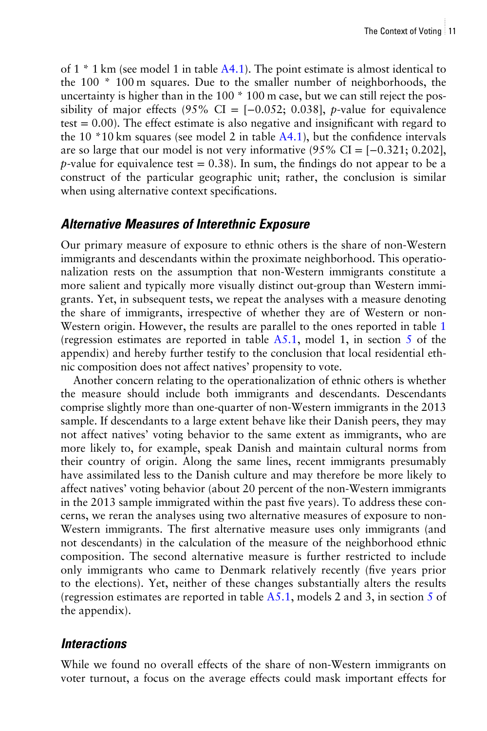of 1 * 1 km (see model 1 in table A4.1). The point estimate is almost identical to the 100 * 100 m squares. Due to the smaller number of neighborhoods, the uncertainty is higher than in the 100 * 100 m case, but we can still reject the possibility of major effects (95% CI = [−0.052; 0.038], $p$-value for equivalence test = 0.00). The effect estimate is also negative and insignificant with regard to the 10 *10 km squares (see model 2 in table A4.1), but the confidence intervals are so large that our model is not very informative (95% CI = [−0.321; 0.202], $p$-value for equivalence test = 0.38). In sum, the findings do not appear to be a construct of the particular geographic unit; rather, the conclusion is similar when using alternative context specifications.

### *Alternative Measures of Interethnic Exposure*

Our primary measure of exposure to ethnic others is the share of non-Western immigrants and descendants within the proximate neighborhood. This operationalization rests on the assumption that non-Western immigrants constitute a more salient and typically more visually distinct out-group than Western immigrants. Yet, in subsequent tests, we repeat the analyses with a measure denoting the share of immigrants, irrespective of whether they are of Western or non-Western origin. However, the results are parallel to the ones reported in table 1 (regression estimates are reported in table A5.1, model 1, in section 5 of the appendix) and hereby further testify to the conclusion that local residential ethnic composition does not affect natives' propensity to vote.

Another concern relating to the operationalization of ethnic others is whether the measure should include both immigrants and descendants. Descendants comprise slightly more than one-quarter of non-Western immigrants in the 2013 sample. If descendants to a large extent behave like their Danish peers, they may not affect natives' voting behavior to the same extent as immigrants, who are more likely to, for example, speak Danish and maintain cultural norms from their country of origin. Along the same lines, recent immigrants presumably have assimilated less to the Danish culture and may therefore be more likely to affect natives' voting behavior (about 20 percent of the non-Western immigrants in the 2013 sample immigrated within the past five years). To address these concerns, we reran the analyses using two alternative measures of exposure to non-Western immigrants. The first alternative measure uses only immigrants (and not descendants) in the calculation of the measure of the neighborhood ethnic composition. The second alternative measure is further restricted to include only immigrants who came to Denmark relatively recently (five years prior to the elections). Yet, neither of these changes substantially alters the results (regression estimates are reported in table A5.1, models 2 and 3, in section 5 of the appendix).

### *Interactions*

While we found no overall effects of the share of non-Western immigrants on voter turnout, a focus on the average effects could mask important effects for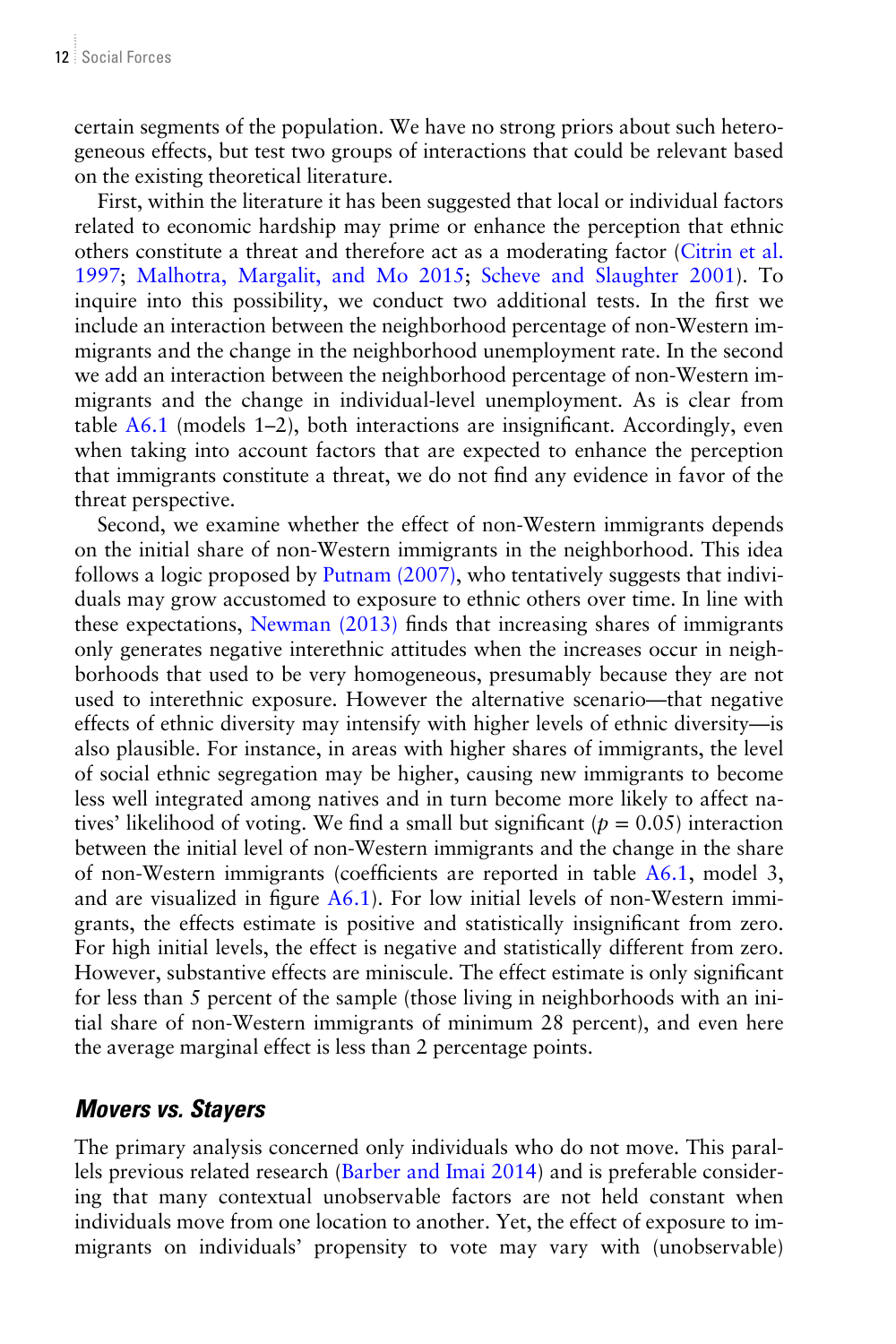certain segments of the population. We have no strong priors about such heterogeneous effects, but test two groups of interactions that could be relevant based on the existing theoretical literature.

First, within the literature it has been suggested that local or individual factors related to economic hardship may prime or enhance the perception that ethnic others constitute a threat and therefore act as a moderating factor (Citrin et al. 1997; Malhotra, Margalit, and Mo 2015; Scheve and Slaughter 2001). To inquire into this possibility, we conduct two additional tests. In the first we include an interaction between the neighborhood percentage of non-Western immigrants and the change in the neighborhood unemployment rate. In the second we add an interaction between the neighborhood percentage of non-Western immigrants and the change in individual-level unemployment. As is clear from table A6.1 (models 1–2), both interactions are insignificant. Accordingly, even when taking into account factors that are expected to enhance the perception that immigrants constitute a threat, we do not find any evidence in favor of the threat perspective.

Second, we examine whether the effect of non-Western immigrants depends on the initial share of non-Western immigrants in the neighborhood. This idea follows a logic proposed by Putnam (2007), who tentatively suggests that individuals may grow accustomed to exposure to ethnic others over time. In line with these expectations, Newman (2013) finds that increasing shares of immigrants only generates negative interethnic attitudes when the increases occur in neighborhoods that used to be very homogeneous, presumably because they are not used to interethnic exposure. However the alternative scenario—that negative effects of ethnic diversity may intensify with higher levels of ethnic diversity—is also plausible. For instance, in areas with higher shares of immigrants, the level of social ethnic segregation may be higher, causing new immigrants to become less well integrated among natives and in turn become more likely to affect natives' likelihood of voting. We find a small but significant ($p = 0.05$) interaction between the initial level of non-Western immigrants and the change in the share of non-Western immigrants (coefficients are reported in table A6.1, model 3, and are visualized in figure A6.1). For low initial levels of non-Western immigrants, the effects estimate is positive and statistically insignificant from zero. For high initial levels, the effect is negative and statistically different from zero. However, substantive effects are miniscule. The effect estimate is only significant for less than 5 percent of the sample (those living in neighborhoods with an initial share of non-Western immigrants of minimum 28 percent), and even here the average marginal effect is less than 2 percentage points.

## *Movers vs. Stayers*

The primary analysis concerned only individuals who do not move. This parallels previous related research (Barber and Imai 2014) and is preferable considering that many contextual unobservable factors are not held constant when individuals move from one location to another. Yet, the effect of exposure to immigrants on individuals' propensity to vote may vary with (unobservable)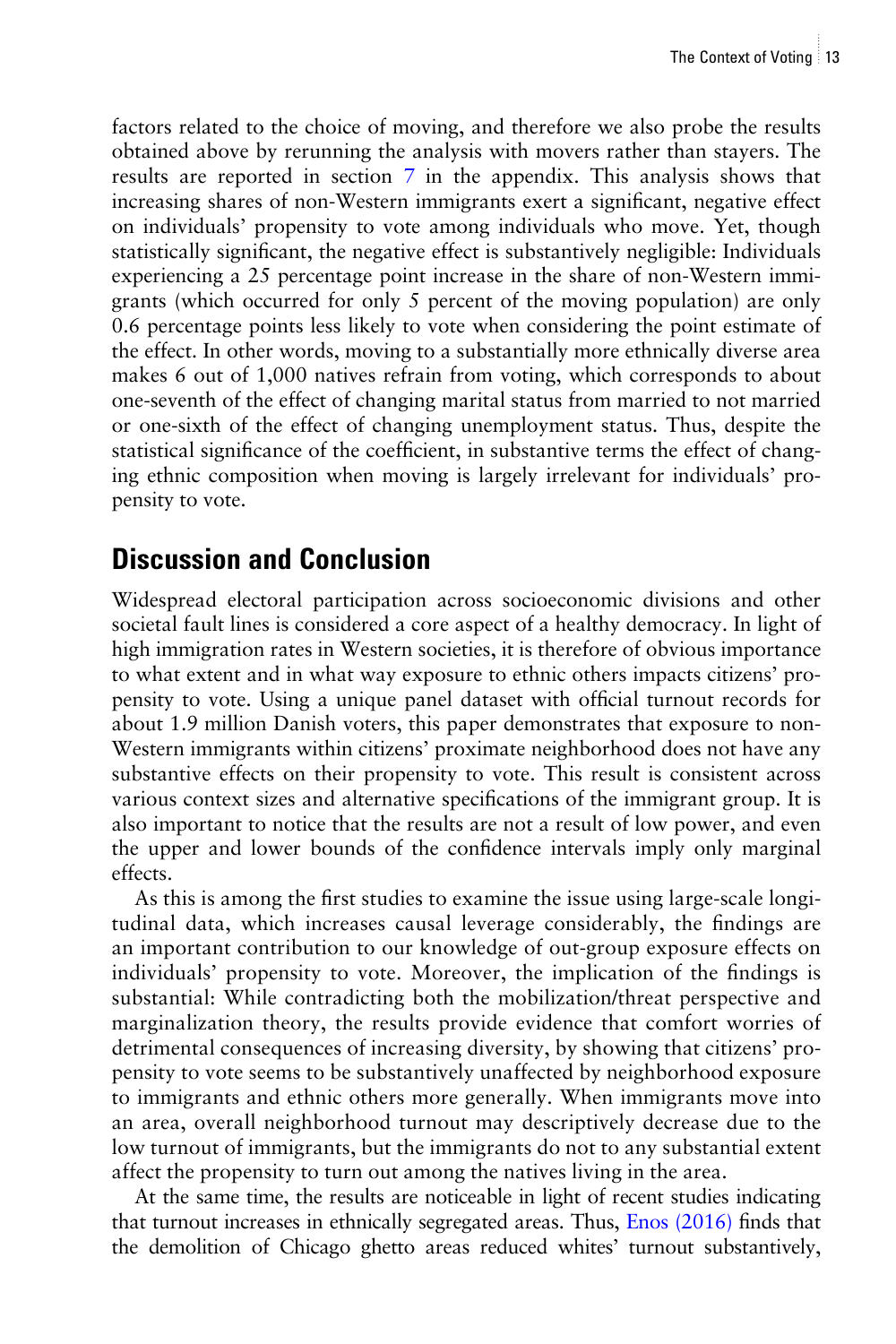factors related to the choice of moving, and therefore we also probe the results obtained above by rerunning the analysis with movers rather than stayers. The results are reported in section 7 in the appendix. This analysis shows that increasing shares of non-Western immigrants exert a significant, negative effect on individuals' propensity to vote among individuals who move. Yet, though statistically significant, the negative effect is substantively negligible: Individuals experiencing a 25 percentage point increase in the share of non-Western immigrants (which occurred for only 5 percent of the moving population) are only 0.6 percentage points less likely to vote when considering the point estimate of the effect. In other words, moving to a substantially more ethnically diverse area makes 6 out of 1,000 natives refrain from voting, which corresponds to about one-seventh of the effect of changing marital status from married to not married or one-sixth of the effect of changing unemployment status. Thus, despite the statistical significance of the coefficient, in substantive terms the effect of changing ethnic composition when moving is largely irrelevant for individuals' propensity to vote.

## Discussion and Conclusion

Widespread electoral participation across socioeconomic divisions and other societal fault lines is considered a core aspect of a healthy democracy. In light of high immigration rates in Western societies, it is therefore of obvious importance to what extent and in what way exposure to ethnic others impacts citizens' propensity to vote. Using a unique panel dataset with official turnout records for about 1.9 million Danish voters, this paper demonstrates that exposure to non-Western immigrants within citizens' proximate neighborhood does not have any substantive effects on their propensity to vote. This result is consistent across various context sizes and alternative specifications of the immigrant group. It is also important to notice that the results are not a result of low power, and even the upper and lower bounds of the confidence intervals imply only marginal effects.

As this is among the first studies to examine the issue using large-scale longitudinal data, which increases causal leverage considerably, the findings are an important contribution to our knowledge of out-group exposure effects on individuals' propensity to vote. Moreover, the implication of the findings is substantial: While contradicting both the mobilization/threat perspective and marginalization theory, the results provide evidence that comfort worries of detrimental consequences of increasing diversity, by showing that citizens' propensity to vote seems to be substantively unaffected by neighborhood exposure to immigrants and ethnic others more generally. When immigrants move into an area, overall neighborhood turnout may descriptively decrease due to the low turnout of immigrants, but the immigrants do not to any substantial extent affect the propensity to turn out among the natives living in the area.

At the same time, the results are noticeable in light of recent studies indicating that turnout increases in ethnically segregated areas. Thus, Enos (2016) finds that the demolition of Chicago ghetto areas reduced whites' turnout substantively,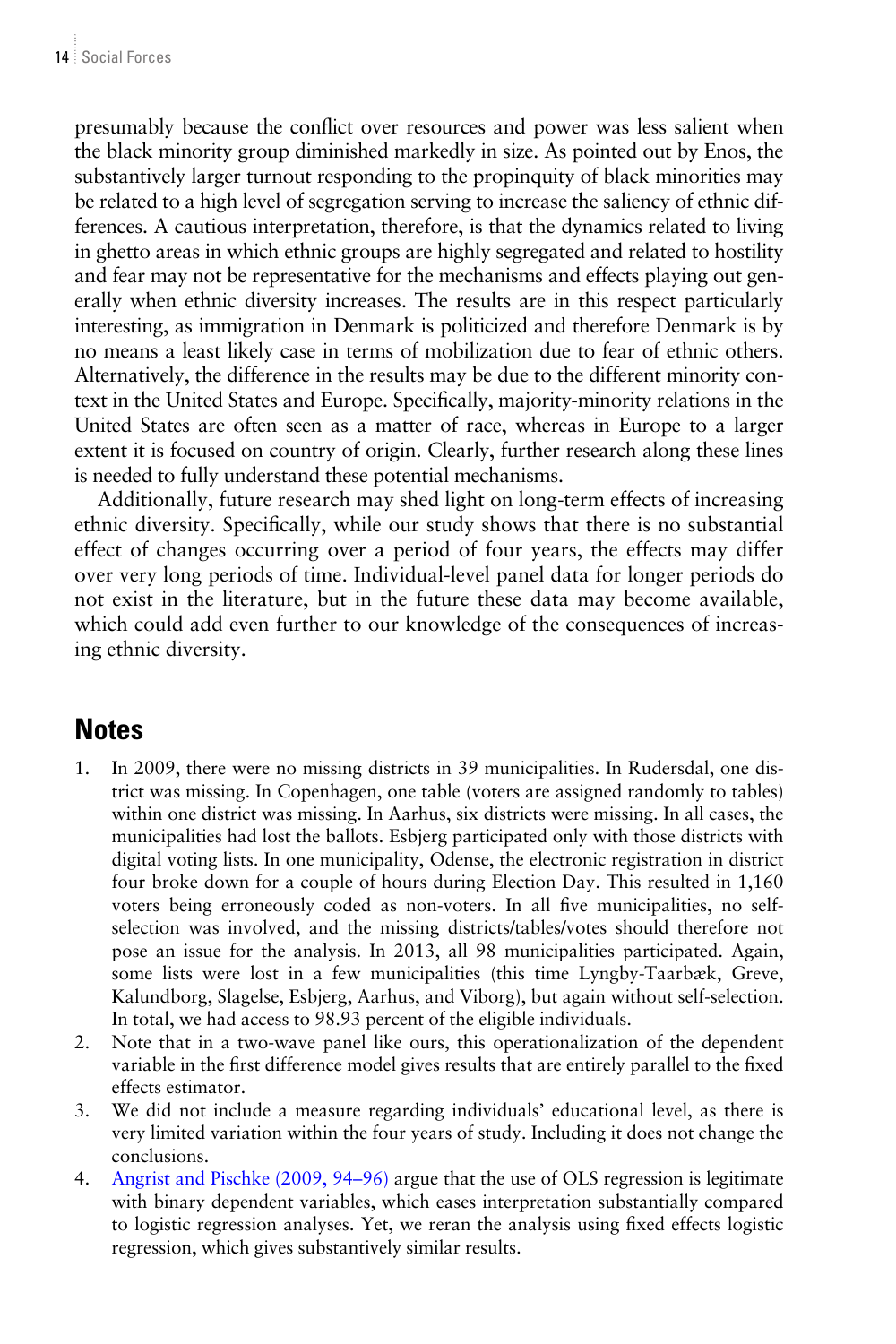presumably because the conflict over resources and power was less salient when the black minority group diminished markedly in size. As pointed out by Enos, the substantively larger turnout responding to the propinquity of black minorities may be related to a high level of segregation serving to increase the saliency of ethnic differences. A cautious interpretation, therefore, is that the dynamics related to living in ghetto areas in which ethnic groups are highly segregated and related to hostility and fear may not be representative for the mechanisms and effects playing out generally when ethnic diversity increases. The results are in this respect particularly interesting, as immigration in Denmark is politicized and therefore Denmark is by no means a least likely case in terms of mobilization due to fear of ethnic others. Alternatively, the difference in the results may be due to the different minority context in the United States and Europe. Specifically, majority-minority relations in the United States are often seen as a matter of race, whereas in Europe to a larger extent it is focused on country of origin. Clearly, further research along these lines is needed to fully understand these potential mechanisms.

Additionally, future research may shed light on long-term effects of increasing ethnic diversity. Specifically, while our study shows that there is no substantial effect of changes occurring over a period of four years, the effects may differ over very long periods of time. Individual-level panel data for longer periods do not exist in the literature, but in the future these data may become available, which could add even further to our knowledge of the consequences of increasing ethnic diversity.

## Notes

1. In 2009, there were no missing districts in 39 municipalities. In Rudersdal, one district was missing. In Copenhagen, one table (voters are assigned randomly to tables) within one district was missing. In Aarhus, six districts were missing. In all cases, the municipalities had lost the ballots. Esbjerg participated only with those districts with digital voting lists. In one municipality, Odense, the electronic registration in district four broke down for a couple of hours during Election Day. This resulted in 1,160 voters being erroneously coded as non-voters. In all five municipalities, no self-selection was involved, and the missing districts/tables/votes should therefore not pose an issue for the analysis. In 2013, all 98 municipalities participated. Again, some lists were lost in a few municipalities (this time Lyngby-Taarbæk, Greve, Kalundborg, Slagelse, Esbjerg, Aarhus, and Viborg), but again without self-selection. In total, we had access to 98.93 percent of the eligible individuals.
2. Note that in a two-wave panel like ours, this operationalization of the dependent variable in the first difference model gives results that are entirely parallel to the fixed effects estimator.
3. We did not include a measure regarding individuals' educational level, as there is very limited variation within the four years of study. Including it does not change the conclusions.
4. Angrist and Pischke (2009, 94–96) argue that the use of OLS regression is legitimate with binary dependent variables, which eases interpretation substantially compared to logistic regression analyses. Yet, we reran the analysis using fixed effects logistic regression, which gives substantively similar results.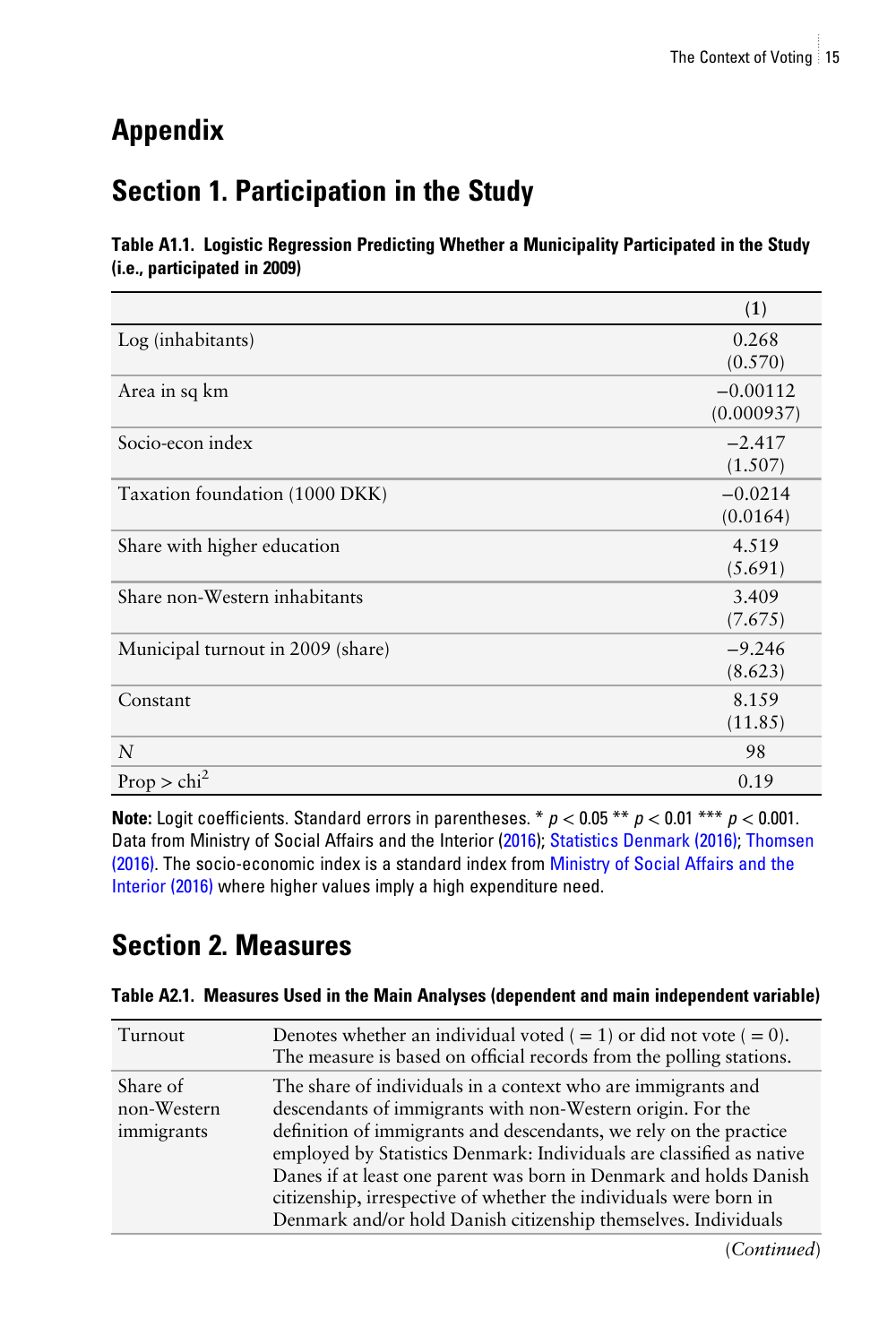# Appendix

## Section 1. Participation in the Study

**Table A1.1. Logistic Regression Predicting Whether a Municipality Participated in the Study (i.e., participated in 2009)**

| | (1) |
|---|---|
| Log (inhabitants) | 0.268<br>(0.570) |
| Area in sq km | −0.00112<br>(0.000937) |
| Socio-econ index | −2.417<br>(1.507) |
| Taxation foundation (1000 DKK) | −0.0214<br>(0.0164) |
| Share with higher education | 4.519<br>(5.691) |
| Share non-Western inhabitants | 3.409<br>(7.675) |
| Municipal turnout in 2009 (share) | −9.246<br>(8.623) |
| Constant | 8.159<br>(11.85) |
| *N* | 98 |
| Prop > $chi^2$ | 0.19 |

**Note:** Logit coefficients. Standard errors in parentheses. * $p < 0.05$ ** $p < 0.01$ *** $p < 0.001$. Data from Ministry of Social Affairs and the Interior (2016); Statistics Denmark (2016); Thomsen (2016). The socio-economic index is a standard index from Ministry of Social Affairs and the Interior (2016) where higher values imply a high expenditure need.

## Section 2. Measures

**Table A2.1. Measures Used in the Main Analyses (dependent and main independent variable)**

| | |
|---|---|
| Turnout | Denotes whether an individual voted ( = 1) or did not vote ( = 0). The measure is based on official records from the polling stations. |
| Share of non-Western immigrants | The share of individuals in a context who are immigrants and descendants of immigrants with non-Western origin. For the definition of immigrants and descendants, we rely on the practice employed by Statistics Denmark: Individuals are classified as native Danes if at least one parent was born in Denmark and holds Danish citizenship, irrespective of whether the individuals were born in Denmark and/or hold Danish citizenship themselves. Individuals |

(*Continued*)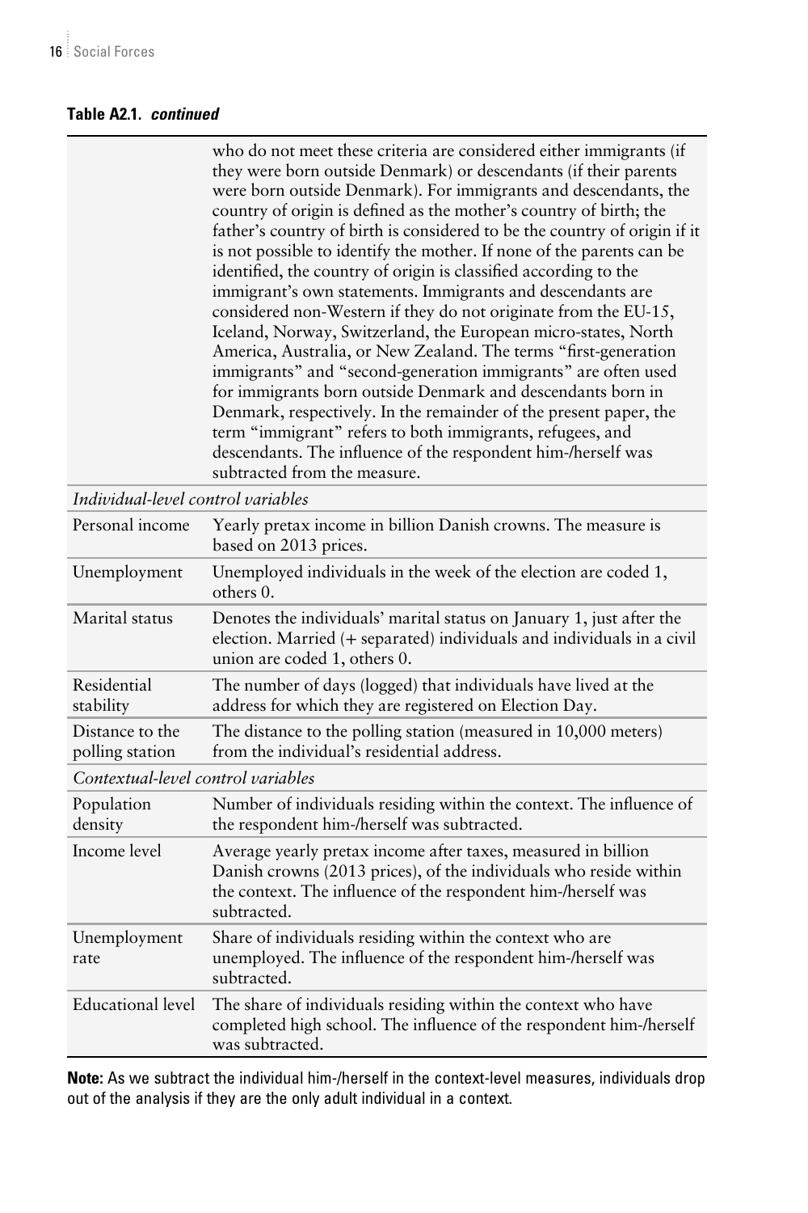**Table A2.1. *continued***

| | |
|---|---|
| | who do not meet these criteria are considered either immigrants (if they were born outside Denmark) or descendants (if their parents were born outside Denmark). For immigrants and descendants, the country of origin is defined as the mother's country of birth; the father's country of birth is considered to be the country of origin if it is not possible to identify the mother. If none of the parents can be identified, the country of origin is classified according to the immigrant's own statements. Immigrants and descendants are considered non-Western if they do not originate from the EU-15, Iceland, Norway, Switzerland, the European micro-states, North America, Australia, or New Zealand. The terms "first-generation immigrants" and "second-generation immigrants" are often used for immigrants born outside Denmark and descendants born in Denmark, respectively. In the remainder of the present paper, the term "immigrant" refers to both immigrants, refugees, and descendants. The influence of the respondent him-/herself was subtracted from the measure. |
| *Individual-level control variables* | |
| Personal income | Yearly pretax income in billion Danish crowns. The measure is based on 2013 prices. |
| Unemployment | Unemployed individuals in the week of the election are coded 1, others 0. |
| Marital status | Denotes the individuals' marital status on January 1, just after the election. Married (+ separated) individuals and individuals in a civil union are coded 1, others 0. |
| Residential stability | The number of days (logged) that individuals have lived at the address for which they are registered on Election Day. |
| Distance to the polling station | The distance to the polling station (measured in 10,000 meters) from the individual's residential address. |
| *Contextual-level control variables* | |
| Population density | Number of individuals residing within the context. The influence of the respondent him-/herself was subtracted. |
| Income level | Average yearly pretax income after taxes, measured in billion Danish crowns (2013 prices), of the individuals who reside within the context. The influence of the respondent him-/herself was subtracted. |
| Unemployment rate | Share of individuals residing within the context who are unemployed. The influence of the respondent him-/herself was subtracted. |
| Educational level | The share of individuals residing within the context who have completed high school. The influence of the respondent him-/herself was subtracted. |

**Note:** As we subtract the individual him-/herself in the context-level measures, individuals drop out of the analysis if they are the only adult individual in a context.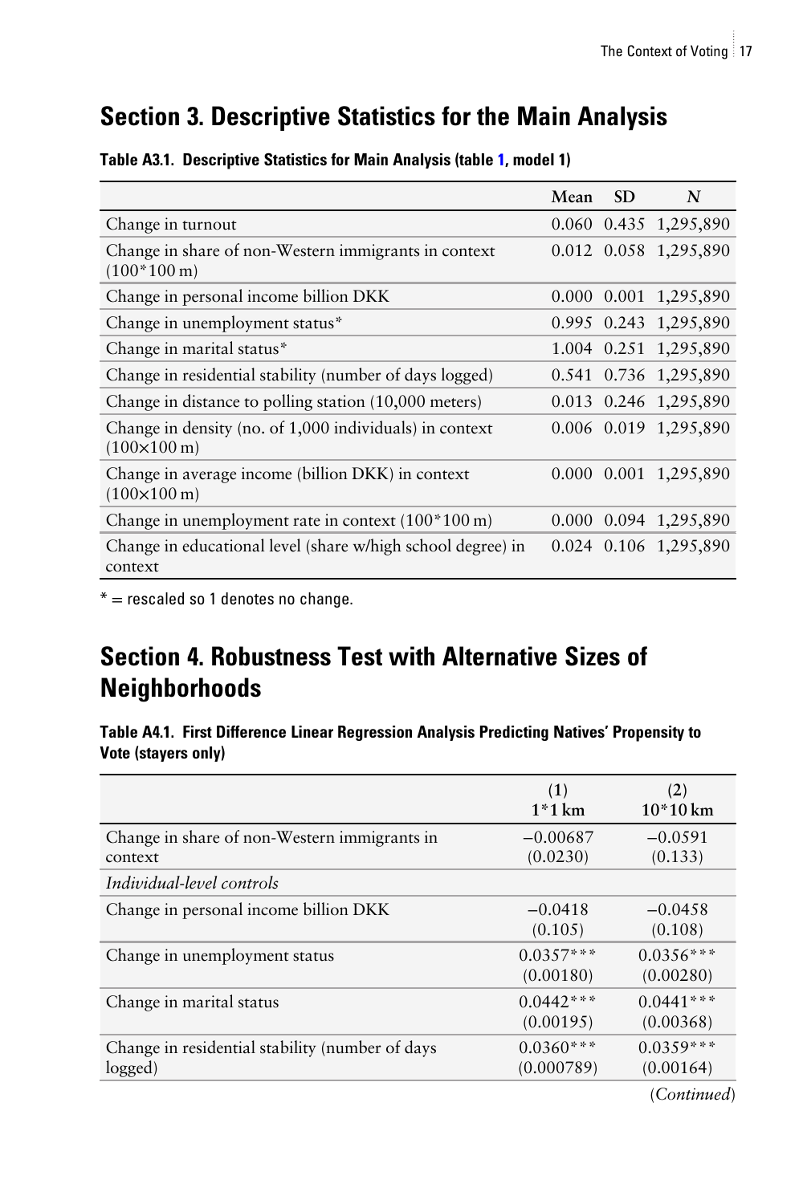## Section 3. Descriptive Statistics for the Main Analysis

**Table A3.1. Descriptive Statistics for Main Analysis (table 1, model 1)**

| | Mean | SD | N |
|---|---|---|---|
| Change in turnout | 0.060 | 0.435 | 1,295,890 |
| Change in share of non-Western immigrants in context (100*100 m) | 0.012 | 0.058 | 1,295,890 |
| Change in personal income billion DKK | 0.000 | 0.001 | 1,295,890 |
| Change in unemployment status* | 0.995 | 0.243 | 1,295,890 |
| Change in marital status* | 1.004 | 0.251 | 1,295,890 |
| Change in residential stability (number of days logged) | 0.541 | 0.736 | 1,295,890 |
| Change in distance to polling station (10,000 meters) | 0.013 | 0.246 | 1,295,890 |
| Change in density (no. of 1,000 individuals) in context (100×100 m) | 0.006 | 0.019 | 1,295,890 |
| Change in average income (billion DKK) in context (100×100 m) | 0.000 | 0.001 | 1,295,890 |
| Change in unemployment rate in context (100*100 m) | 0.000 | 0.094 | 1,295,890 |
| Change in educational level (share w/high school degree) in context | 0.024 | 0.106 | 1,295,890 |

* = rescaled so 1 denotes no change.

## Section 4. Robustness Test with Alternative Sizes of Neighborhoods

**Table A4.1. First Difference Linear Regression Analysis Predicting Natives' Propensity to Vote (stayers only)**

| | (1) 1*1 km | (2) 10*10 km |
|---|---|---|
| Change in share of non-Western immigrants in context | −0.00687 (0.0230) | −0.0591 (0.133) |
| *Individual-level controls* | | |
| Change in personal income billion DKK | −0.0418 (0.105) | −0.0458 (0.108) |
| Change in unemployment status | 0.0357*** (0.00180) | 0.0356*** (0.00280) |
| Change in marital status | 0.0442*** (0.00195) | 0.0441*** (0.00368) |
| Change in residential stability (number of days logged) | 0.0360*** (0.000789) | 0.0359*** (0.00164) |

(*Continued*)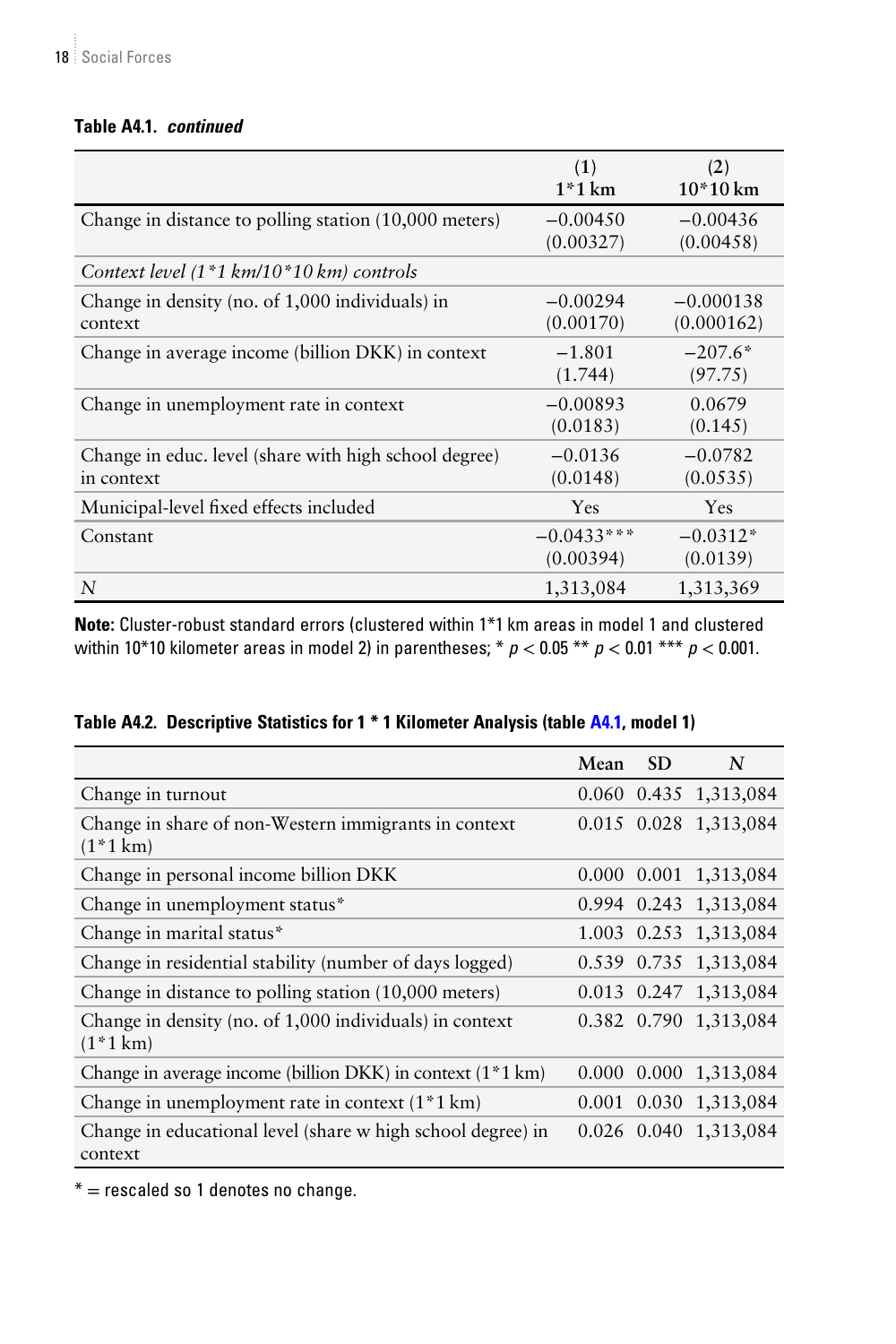**Table A4.1.** ***continued***

| | (1) 1*1 km | (2) 10*10 km |
|---|---|---|
| Change in distance to polling station (10,000 meters) | −0.00450 (0.00327) | −0.00436 (0.00458) |
| *Context level (1*1 km/10*10 km) controls* | | |
| Change in density (no. of 1,000 individuals) in context | −0.00294 (0.00170) | −0.000138 (0.000162) |
| Change in average income (billion DKK) in context | −1.801 (1.744) | −207.6* (97.75) |
| Change in unemployment rate in context | −0.00893 (0.0183) | 0.0679 (0.145) |
| Change in educ. level (share with high school degree) in context | −0.0136 (0.0148) | −0.0782 (0.0535) |
| Municipal-level fixed effects included | Yes | Yes |
| Constant | −0.0433*** (0.00394) | −0.0312* (0.0139) |
| *N* | 1,313,084 | 1,313,369 |

**Note:** Cluster-robust standard errors (clustered within 1*1 km areas in model 1 and clustered within 10*10 kilometer areas in model 2) in parentheses; * $p < 0.05$ ** $p < 0.01$ *** $p < 0.001$.

**Table A4.2. Descriptive Statistics for 1 * 1 Kilometer Analysis (table A4.1, model 1)**

| | Mean | SD | *N* |
|---|---|---|---|
| Change in turnout | 0.060 | 0.435 | 1,313,084 |
| Change in share of non-Western immigrants in context (1*1 km) | 0.015 | 0.028 | 1,313,084 |
| Change in personal income billion DKK | 0.000 | 0.001 | 1,313,084 |
| Change in unemployment status* | 0.994 | 0.243 | 1,313,084 |
| Change in marital status* | 1.003 | 0.253 | 1,313,084 |
| Change in residential stability (number of days logged) | 0.539 | 0.735 | 1,313,084 |
| Change in distance to polling station (10,000 meters) | 0.013 | 0.247 | 1,313,084 |
| Change in density (no. of 1,000 individuals) in context (1*1 km) | 0.382 | 0.790 | 1,313,084 |
| Change in average income (billion DKK) in context (1*1 km) | 0.000 | 0.000 | 1,313,084 |
| Change in unemployment rate in context (1*1 km) | 0.001 | 0.030 | 1,313,084 |
| Change in educational level (share w high school degree) in context | 0.026 | 0.040 | 1,313,084 |

* = rescaled so 1 denotes no change.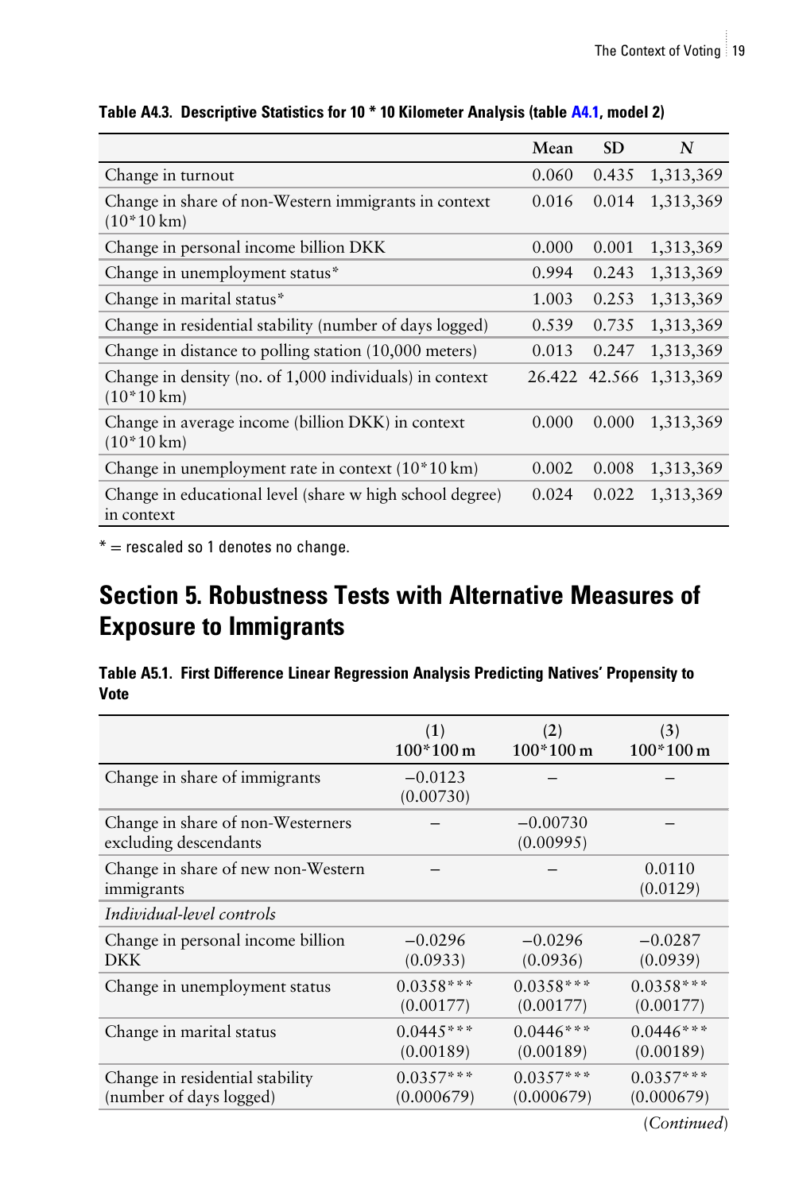**Table A4.3. Descriptive Statistics for 10 * 10 Kilometer Analysis (table A4.1, model 2)**

| | Mean | SD | N |
|---|---|---|---|
| Change in turnout | 0.060 | 0.435 | 1,313,369 |
| Change in share of non-Western immigrants in context (10*10 km) | 0.016 | 0.014 | 1,313,369 |
| Change in personal income billion DKK | 0.000 | 0.001 | 1,313,369 |
| Change in unemployment status* | 0.994 | 0.243 | 1,313,369 |
| Change in marital status* | 1.003 | 0.253 | 1,313,369 |
| Change in residential stability (number of days logged) | 0.539 | 0.735 | 1,313,369 |
| Change in distance to polling station (10,000 meters) | 0.013 | 0.247 | 1,313,369 |
| Change in density (no. of 1,000 individuals) in context (10*10 km) | 26.422 | 42.566 | 1,313,369 |
| Change in average income (billion DKK) in context (10*10 km) | 0.000 | 0.000 | 1,313,369 |
| Change in unemployment rate in context (10*10 km) | 0.002 | 0.008 | 1,313,369 |
| Change in educational level (share w high school degree) in context | 0.024 | 0.022 | 1,313,369 |

* = rescaled so 1 denotes no change.

## Section 5. Robustness Tests with Alternative Measures of Exposure to Immigrants

**Table A5.1. First Difference Linear Regression Analysis Predicting Natives' Propensity to Vote**

| | (1) 100*100 m | (2) 100*100 m | (3) 100*100 m |
|---|---|---|---|
| Change in share of immigrants | −0.0123 (0.00730) | – | – |
| Change in share of non-Westerners excluding descendants | – | −0.00730 (0.00995) | – |
| Change in share of new non-Western immigrants | – | – | 0.0110 (0.0129) |
| *Individual-level controls* | | | |
| Change in personal income billion DKK | −0.0296 (0.0933) | −0.0296 (0.0936) | −0.0287 (0.0939) |
| Change in unemployment status | 0.0358*** (0.00177) | 0.0358*** (0.00177) | 0.0358*** (0.00177) |
| Change in marital status | 0.0445*** (0.00189) | 0.0446*** (0.00189) | 0.0446*** (0.00189) |
| Change in residential stability (number of days logged) | 0.0357*** (0.000679) | 0.0357*** (0.000679) | 0.0357*** (0.000679) |

(*Continued*)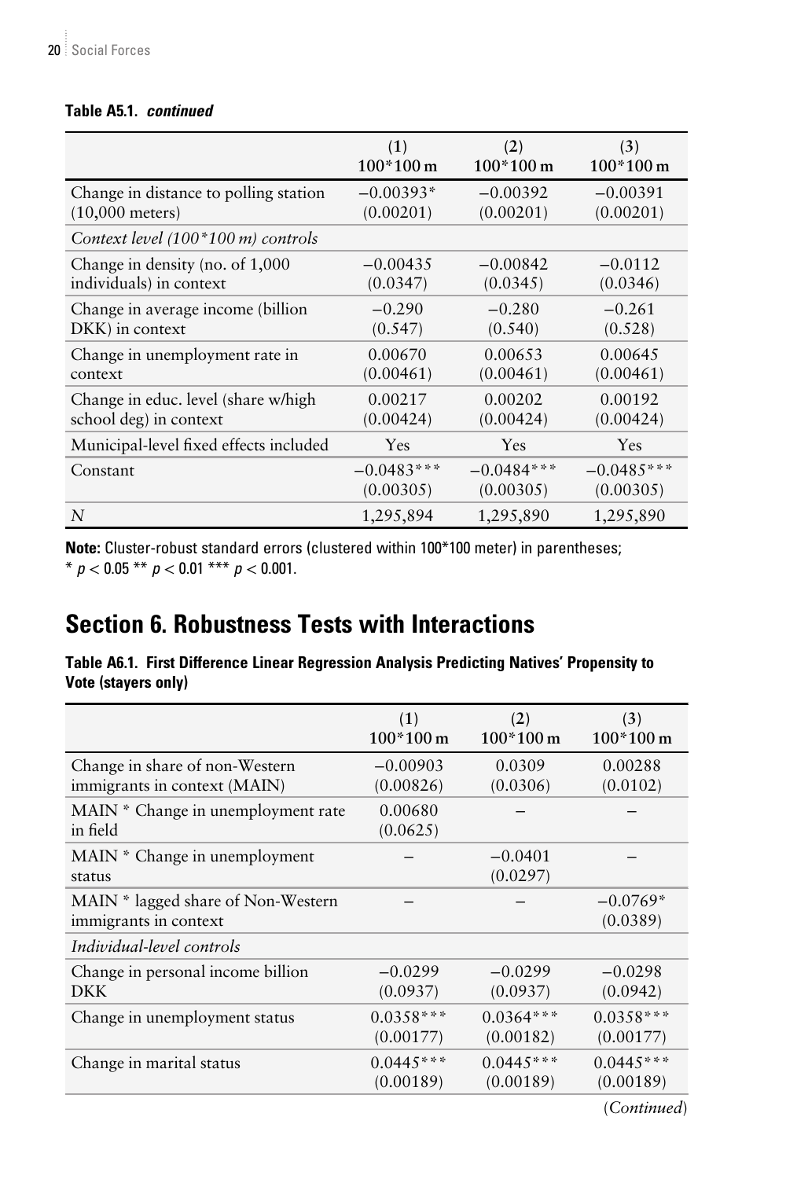**Table A5.1. *continued***

| | (1) 100*100 m | (2) 100*100 m | (3) 100*100 m |
|---|---|---|---|
| Change in distance to polling station (10,000 meters) | −0.00393* (0.00201) | −0.00392 (0.00201) | −0.00391 (0.00201) |
| *Context level (100*100 m) controls* | | | |
| Change in density (no. of 1,000 individuals) in context | −0.00435 (0.0347) | −0.00842 (0.0345) | −0.0112 (0.0346) |
| Change in average income (billion DKK) in context | −0.290 (0.547) | −0.280 (0.540) | −0.261 (0.528) |
| Change in unemployment rate in context | 0.00670 (0.00461) | 0.00653 (0.00461) | 0.00645 (0.00461) |
| Change in educ. level (share w/high school deg) in context | 0.00217 (0.00424) | 0.00202 (0.00424) | 0.00192 (0.00424) |
| Municipal-level fixed effects included | Yes | Yes | Yes |
| Constant | −0.0483*** (0.00305) | −0.0484*** (0.00305) | −0.0485*** (0.00305) |
| *N* | 1,295,894 | 1,295,890 | 1,295,890 |

**Note:** Cluster-robust standard errors (clustered within 100*100 meter) in parentheses; * $p < 0.05$ ** $p < 0.01$ *** $p < 0.001$.

## Section 6. Robustness Tests with Interactions

**Table A6.1. First Difference Linear Regression Analysis Predicting Natives' Propensity to Vote (stayers only)**

| | (1) 100*100 m | (2) 100*100 m | (3) 100*100 m |
|---|---|---|---|
| Change in share of non-Western immigrants in context (MAIN) | −0.00903 (0.00826) | 0.0309 (0.0306) | 0.00288 (0.0102) |
| MAIN * Change in unemployment rate in field | 0.00680 (0.0625) | – | – |
| MAIN * Change in unemployment status | – | −0.0401 (0.0297) | – |
| MAIN * lagged share of Non-Western immigrants in context | – | – | −0.0769* (0.0389) |
| *Individual-level controls* | | | |
| Change in personal income billion DKK | −0.0299 (0.0937) | −0.0299 (0.0937) | −0.0298 (0.0942) |
| Change in unemployment status | 0.0358*** (0.00177) | 0.0364*** (0.00182) | 0.0358*** (0.00177) |
| Change in marital status | 0.0445*** (0.00189) | 0.0445*** (0.00189) | 0.0445*** (0.00189) |

(*Continued*)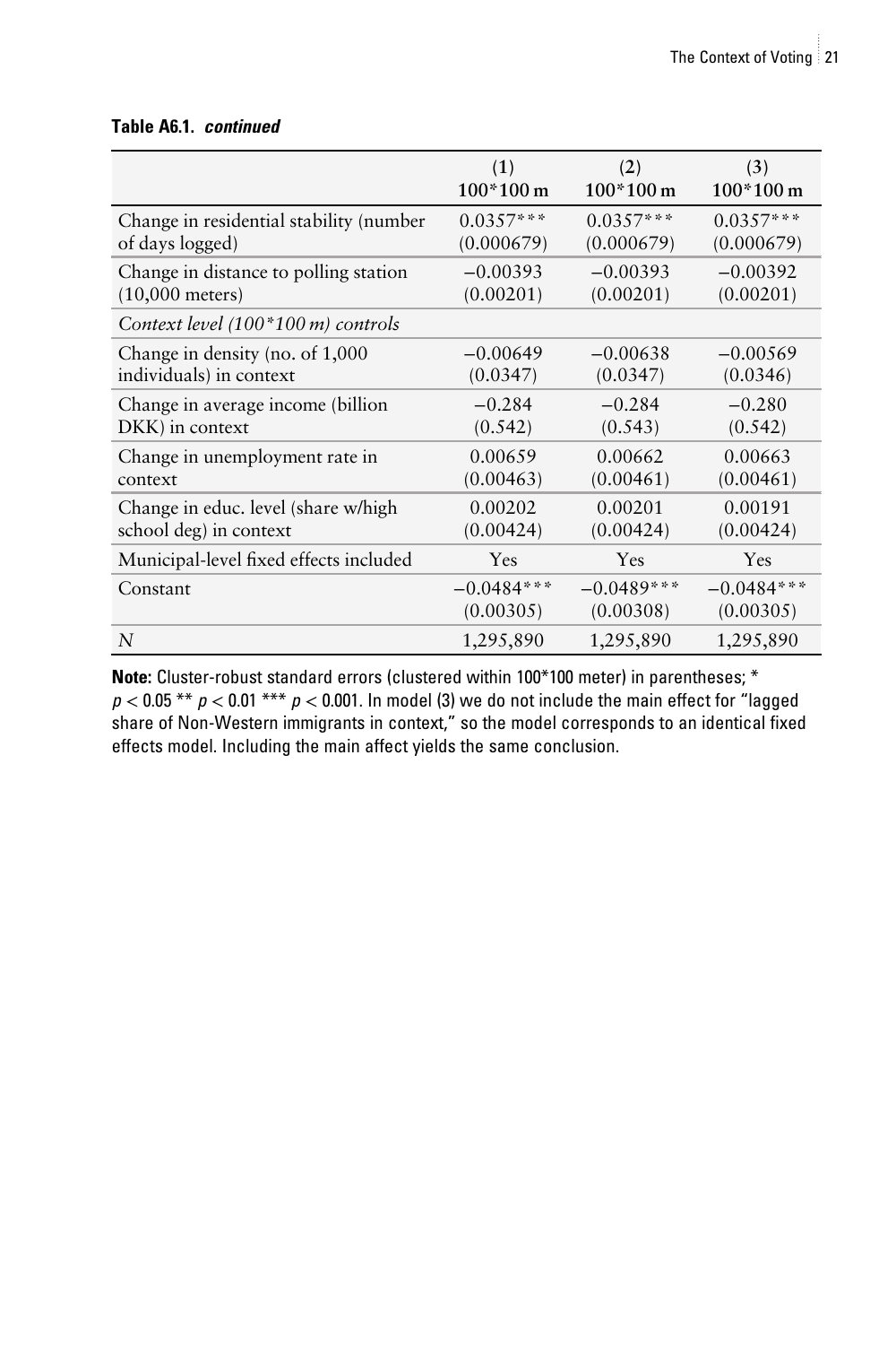**Table A6.1. *continued***

| | (1)<br>100*100 m | (2)<br>100*100 m | (3)<br>100*100 m |
|---|---|---|---|
| Change in residential stability (number of days logged) | 0.0357***<br>(0.000679) | 0.0357***<br>(0.000679) | 0.0357***<br>(0.000679) |
| Change in distance to polling station (10,000 meters) | −0.00393<br>(0.00201) | −0.00393<br>(0.00201) | −0.00392<br>(0.00201) |
| *Context level (100*100 m) controls* | | | |
| Change in density (no. of 1,000 individuals) in context | −0.00649<br>(0.0347) | −0.00638<br>(0.0347) | −0.00569<br>(0.0346) |
| Change in average income (billion DKK) in context | −0.284<br>(0.542) | −0.284<br>(0.543) | −0.280<br>(0.542) |
| Change in unemployment rate in context | 0.00659<br>(0.00463) | 0.00662<br>(0.00461) | 0.00663<br>(0.00461) |
| Change in educ. level (share w/high school deg) in context | 0.00202<br>(0.00424) | 0.00201<br>(0.00424) | 0.00191<br>(0.00424) |
| Municipal-level fixed effects included | Yes | Yes | Yes |
| Constant | −0.0484***<br>(0.00305) | −0.0489***<br>(0.00308) | −0.0484***<br>(0.00305) |
| *N* | 1,295,890 | 1,295,890 | 1,295,890 |

**Note:** Cluster-robust standard errors (clustered within 100*100 meter) in parentheses; * $p < 0.05$ ** $p < 0.01$ *** $p < 0.001$. In model (3) we do not include the main effect for "lagged share of Non-Western immigrants in context," so the model corresponds to an identical fixed effects model. Including the main affect yields the same conclusion.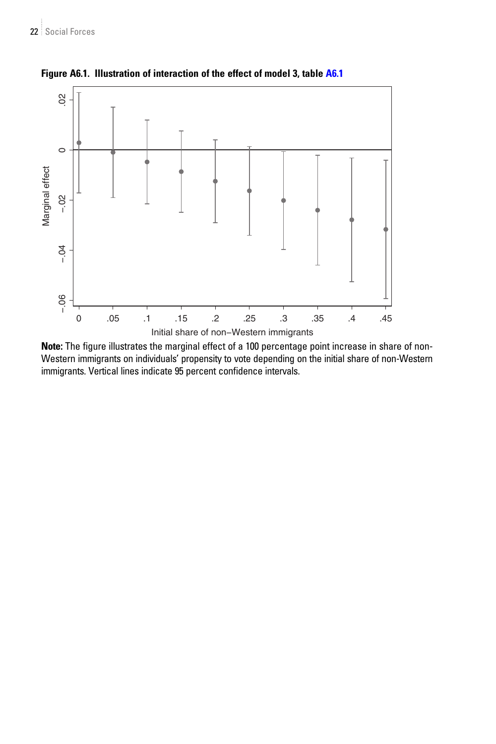**Figure A6.1. Illustration of interaction of the effect of model 3, table A6.1**

**Note:** The figure illustrates the marginal effect of a 100 percentage point increase in share of non-Western immigrants on individuals' propensity to vote depending on the initial share of non-Western immigrants. Vertical lines indicate 95 percent confidence intervals.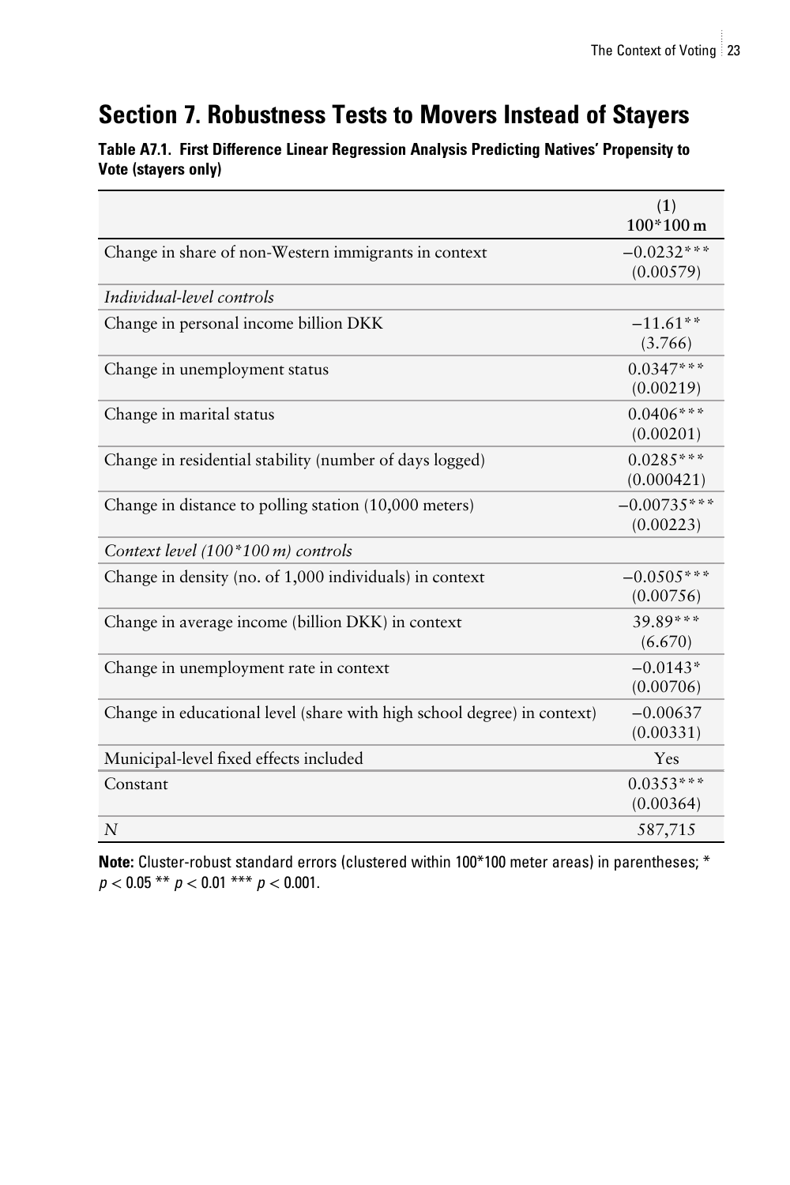## Section 7. Robustness Tests to Movers Instead of Stayers

**Table A7.1. First Difference Linear Regression Analysis Predicting Natives' Propensity to Vote (stayers only)**

| | (1)<br>100*100 m |
|---|---|
| Change in share of non-Western immigrants in context | −0.0232***<br>(0.00579) |
| *Individual-level controls* | |
| Change in personal income billion DKK | −11.61**<br>(3.766) |
| Change in unemployment status | 0.0347***<br>(0.00219) |
| Change in marital status | 0.0406***<br>(0.00201) |
| Change in residential stability (number of days logged) | 0.0285***<br>(0.000421) |
| Change in distance to polling station (10,000 meters) | −0.00735***<br>(0.00223) |
| *Context level (100*100 m) controls* | |
| Change in density (no. of 1,000 individuals) in context | −0.0505***<br>(0.00756) |
| Change in average income (billion DKK) in context | 39.89***<br>(6.670) |
| Change in unemployment rate in context | −0.0143*<br>(0.00706) |
| Change in educational level (share with high school degree) in context) | −0.00637<br>(0.00331) |
| Municipal-level fixed effects included | Yes |
| Constant | 0.0353***<br>(0.00364) |
| *N* | 587,715 |

**Note:** Cluster-robust standard errors (clustered within 100*100 meter areas) in parentheses; * $p < 0.05$ ** $p < 0.01$ *** $p < 0.001$.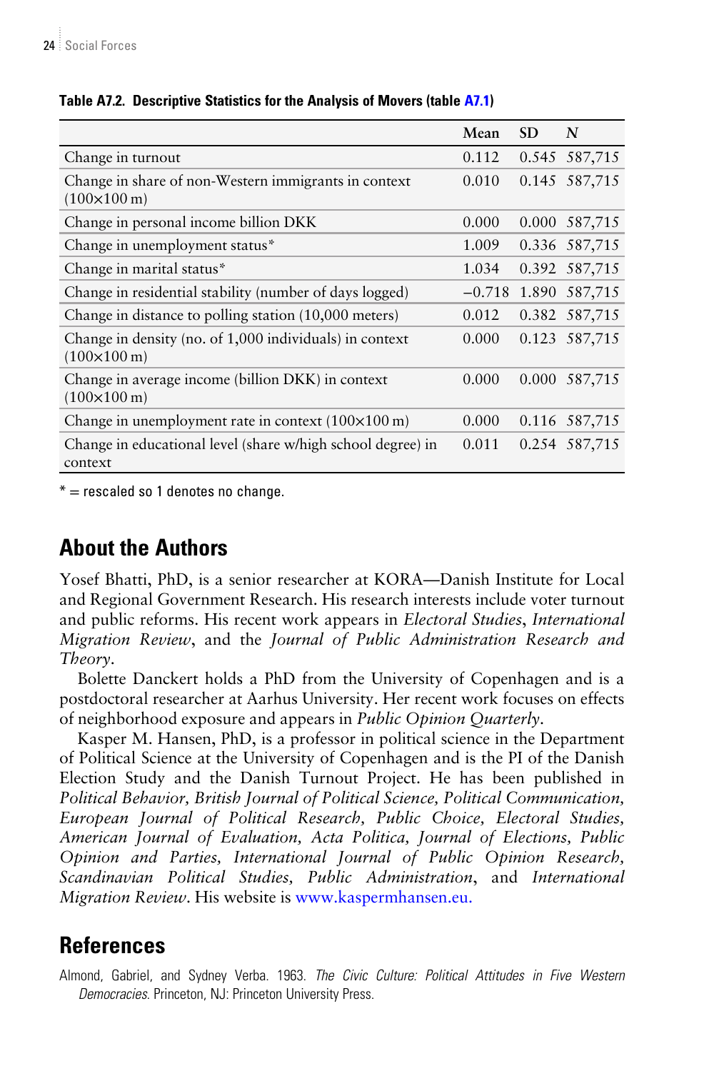**Table A7.2. Descriptive Statistics for the Analysis of Movers (table A7.1)**

| | Mean | SD | *N* |
|---|---|---|---|
| Change in turnout | 0.112 | 0.545 | 587,715 |
| Change in share of non-Western immigrants in context (100×100 m) | 0.010 | 0.145 | 587,715 |
| Change in personal income billion DKK | 0.000 | 0.000 | 587,715 |
| Change in unemployment status* | 1.009 | 0.336 | 587,715 |
| Change in marital status* | 1.034 | 0.392 | 587,715 |
| Change in residential stability (number of days logged) | −0.718 | 1.890 | 587,715 |
| Change in distance to polling station (10,000 meters) | 0.012 | 0.382 | 587,715 |
| Change in density (no. of 1,000 individuals) in context (100×100 m) | 0.000 | 0.123 | 587,715 |
| Change in average income (billion DKK) in context (100×100 m) | 0.000 | 0.000 | 587,715 |
| Change in unemployment rate in context (100×100 m) | 0.000 | 0.116 | 587,715 |
| Change in educational level (share w/high school degree) in context | 0.011 | 0.254 | 587,715 |

* = rescaled so 1 denotes no change.

## About the Authors

Yosef Bhatti, PhD, is a senior researcher at KORA—Danish Institute for Local and Regional Government Research. His research interests include voter turnout and public reforms. His recent work appears in *Electoral Studies*, *International Migration Review*, and the *Journal of Public Administration Research and Theory*.

Bolette Danckert holds a PhD from the University of Copenhagen and is a postdoctoral researcher at Aarhus University. Her recent work focuses on effects of neighborhood exposure and appears in *Public Opinion Quarterly*.

Kasper M. Hansen, PhD, is a professor in political science in the Department of Political Science at the University of Copenhagen and is the PI of the Danish Election Study and the Danish Turnout Project. He has been published in *Political Behavior, British Journal of Political Science, Political Communication, European Journal of Political Research, Public Choice, Electoral Studies, American Journal of Evaluation, Acta Politica, Journal of Elections, Public Opinion and Parties, International Journal of Public Opinion Research, Scandinavian Political Studies, Public Administration*, and *International Migration Review*. His website is www.kaspermhansen.eu.

## References

Almond, Gabriel, and Sydney Verba. 1963. *The Civic Culture: Political Attitudes in Five Western Democracies*. Princeton, NJ: Princeton University Press.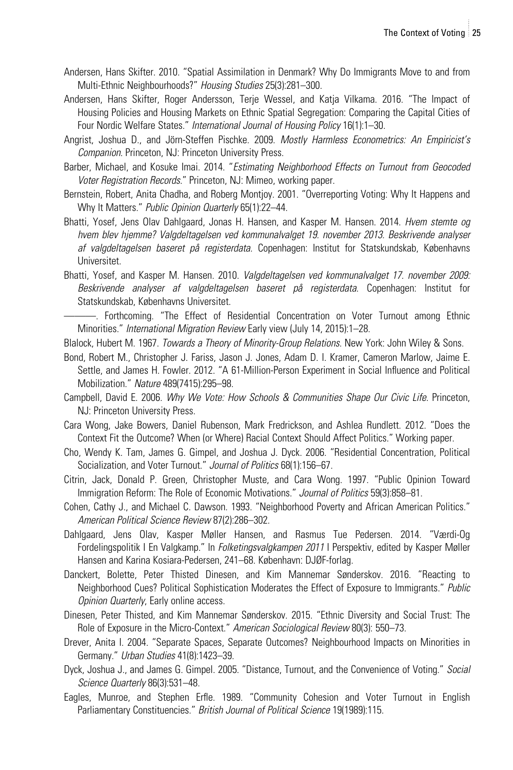Andersen, Hans Skifter. 2010. "Spatial Assimilation in Denmark? Why Do Immigrants Move to and from Multi-Ethnic Neighbourhoods?" *Housing Studies* 25(3):281–300.

Andersen, Hans Skifter, Roger Andersson, Terje Wessel, and Katja Vilkama. 2016. "The Impact of Housing Policies and Housing Markets on Ethnic Spatial Segregation: Comparing the Capital Cities of Four Nordic Welfare States." *International Journal of Housing Policy* 16(1):1–30.

Angrist, Joshua D., and Jörn-Steffen Pischke. 2009. *Mostly Harmless Econometrics: An Empiricist's Companion*. Princeton, NJ: Princeton University Press.

Barber, Michael, and Kosuke Imai. 2014. "*Estimating Neighborhood Effects on Turnout from Geocoded Voter Registration Records*." Princeton, NJ: Mimeo, working paper.

Bernstein, Robert, Anita Chadha, and Roberg Montjoy. 2001. "Overreporting Voting: Why It Happens and Why It Matters." *Public Opinion Quarterly* 65(1):22–44.

Bhatti, Yosef, Jens Olav Dahlgaard, Jonas H. Hansen, and Kasper M. Hansen. 2014. *Hvem stemte og hvem blev hjemme? Valgdeltagelsen ved kommunalvalget 19. november 2013. Beskrivende analyser af valgdeltagelsen baseret på registerdata*. Copenhagen: Institut for Statskundskab, Københavns Universitet.

Bhatti, Yosef, and Kasper M. Hansen. 2010. *Valgdeltagelsen ved kommunalvalget 17. november 2009: Beskrivende analyser af valgdeltagelsen baseret på registerdata*. Copenhagen: Institut for Statskundskab, Københavns Universitet.

———. Forthcoming. "The Effect of Residential Concentration on Voter Turnout among Ethnic Minorities." *International Migration Review* Early view (July 14, 2015):1–28.

Blalock, Hubert M. 1967. *Towards a Theory of Minority-Group Relations*. New York: John Wiley & Sons.

Bond, Robert M., Christopher J. Fariss, Jason J. Jones, Adam D. I. Kramer, Cameron Marlow, Jaime E. Settle, and James H. Fowler. 2012. "A 61-Million-Person Experiment in Social Influence and Political Mobilization." *Nature* 489(7415):295–98.

Campbell, David E. 2006. *Why We Vote: How Schools & Communities Shape Our Civic Life*. Princeton, NJ: Princeton University Press.

Cara Wong, Jake Bowers, Daniel Rubenson, Mark Fredrickson, and Ashlea Rundlett. 2012. "Does the Context Fit the Outcome? When (or Where) Racial Context Should Affect Politics." Working paper.

Cho, Wendy K. Tam, James G. Gimpel, and Joshua J. Dyck. 2006. "Residential Concentration, Political Socialization, and Voter Turnout." *Journal of Politics* 68(1):156–67.

Citrin, Jack, Donald P. Green, Christopher Muste, and Cara Wong. 1997. "Public Opinion Toward Immigration Reform: The Role of Economic Motivations." *Journal of Politics* 59(3):858–81.

Cohen, Cathy J., and Michael C. Dawson. 1993. "Neighborhood Poverty and African American Politics." *American Political Science Review* 87(2):286–302.

Dahlgaard, Jens Olav, Kasper Møller Hansen, and Rasmus Tue Pedersen. 2014. "Værdi-Og Fordelingspolitik I En Valgkamp." In *Folketingsvalgkampen 2011* I Perspektiv, edited by Kasper Møller Hansen and Karina Kosiara-Pedersen, 241–68. København: DJØF-forlag.

Danckert, Bolette, Peter Thisted Dinesen, and Kim Mannemar Sønderskov. 2016. "Reacting to Neighborhood Cues? Political Sophistication Moderates the Effect of Exposure to Immigrants." *Public Opinion Quarterly*, Early online access.

Dinesen, Peter Thisted, and Kim Mannemar Sønderskov. 2015. "Ethnic Diversity and Social Trust: The Role of Exposure in the Micro-Context." *American Sociological Review* 80(3): 550–73.

Drever, Anita I. 2004. "Separate Spaces, Separate Outcomes? Neighbourhood Impacts on Minorities in Germany." *Urban Studies* 41(8):1423–39.

Dyck, Joshua J., and James G. Gimpel. 2005. "Distance, Turnout, and the Convenience of Voting." *Social Science Quarterly* 86(3):531–48.

Eagles, Munroe, and Stephen Erfle. 1989. "Community Cohesion and Voter Turnout in English Parliamentary Constituencies." *British Journal of Political Science* 19(1989):115.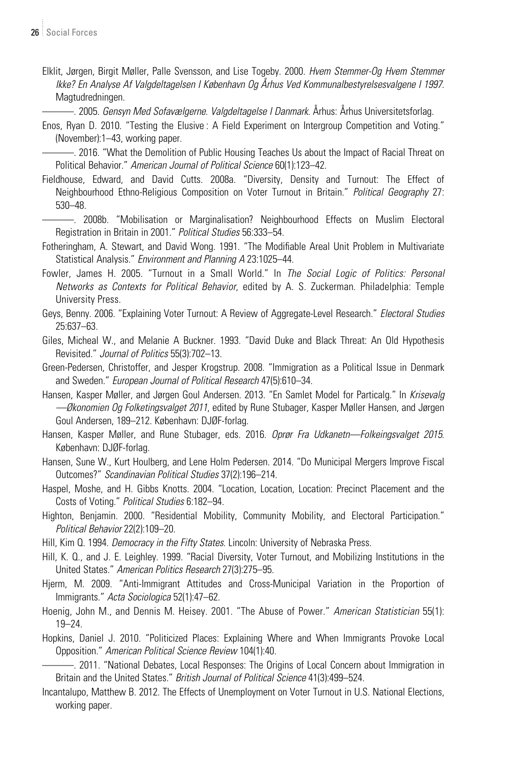Elklit, Jørgen, Birgit Møller, Palle Svensson, and Lise Togeby. 2000. *Hvem Stemmer-Og Hvem Stemmer Ikke? En Analyse Af Valgdeltagelsen I København Og Århus Ved Kommunalbestyrelsesvalgene I 1997*. Magtudredningen.

———. 2005. *Gensyn Med Sofavælgerne. Valgdeltagelse I Danmark*. Århus: Århus Universitetsforlag.

Enos, Ryan D. 2010. "Testing the Elusive : A Field Experiment on Intergroup Competition and Voting." (November):1–43, working paper.

———. 2016. "What the Demolition of Public Housing Teaches Us about the Impact of Racial Threat on Political Behavior." *American Journal of Political Science* 60(1):123–42.

Fieldhouse, Edward, and David Cutts. 2008a. "Diversity, Density and Turnout: The Effect of Neighbourhood Ethno-Religious Composition on Voter Turnout in Britain." *Political Geography* 27: 530–48.

———. 2008b. "Mobilisation or Marginalisation? Neighbourhood Effects on Muslim Electoral Registration in Britain in 2001." *Political Studies* 56:333–54.

Fotheringham, A. Stewart, and David Wong. 1991. "The Modifiable Areal Unit Problem in Multivariate Statistical Analysis." *Environment and Planning A* 23:1025–44.

Fowler, James H. 2005. "Turnout in a Small World." In *The Social Logic of Politics: Personal Networks as Contexts for Political Behavior*, edited by A. S. Zuckerman. Philadelphia: Temple University Press.

Geys, Benny. 2006. "Explaining Voter Turnout: A Review of Aggregate-Level Research." *Electoral Studies* 25:637–63.

Giles, Micheal W., and Melanie A Buckner. 1993. "David Duke and Black Threat: An Old Hypothesis Revisited." *Journal of Politics* 55(3):702–13.

Green-Pedersen, Christoffer, and Jesper Krogstrup. 2008. "Immigration as a Political Issue in Denmark and Sweden." *European Journal of Political Research* 47(5):610–34.

Hansen, Kasper Møller, and Jørgen Goul Andersen. 2013. "En Samlet Model for Particalg." In *Krisevalg —Økonomien Og Folketingsvalget 2011*, edited by Rune Stubager, Kasper Møller Hansen, and Jørgen Goul Andersen, 189–212. København: DJØF-forlag.

Hansen, Kasper Møller, and Rune Stubager, eds. 2016. *Oprør Fra Udkanetn—Folkeingsvalget 2015*. København: DJØF-forlag.

Hansen, Sune W., Kurt Houlberg, and Lene Holm Pedersen. 2014. "Do Municipal Mergers Improve Fiscal Outcomes?" *Scandinavian Political Studies* 37(2):196–214.

Haspel, Moshe, and H. Gibbs Knotts. 2004. "Location, Location, Location: Precinct Placement and the Costs of Voting." *Political Studies* 6:182–94.

Highton, Benjamin. 2000. "Residential Mobility, Community Mobility, and Electoral Participation." *Political Behavior* 22(2):109–20.

Hill, Kim Q. 1994. *Democracy in the Fifty States*. Lincoln: University of Nebraska Press.

Hill, K. Q., and J. E. Leighley. 1999. "Racial Diversity, Voter Turnout, and Mobilizing Institutions in the United States." *American Politics Research* 27(3):275–95.

Hjerm, M. 2009. "Anti-Immigrant Attitudes and Cross-Municipal Variation in the Proportion of Immigrants." *Acta Sociologica* 52(1):47–62.

Hoenig, John M., and Dennis M. Heisey. 2001. "The Abuse of Power." *American Statistician* 55(1): 19–24.

Hopkins, Daniel J. 2010. "Politicized Places: Explaining Where and When Immigrants Provoke Local Opposition." *American Political Science Review* 104(1):40.

———. 2011. "National Debates, Local Responses: The Origins of Local Concern about Immigration in Britain and the United States." *British Journal of Political Science* 41(3):499–524.

Incantalupo, Matthew B. 2012. The Effects of Unemployment on Voter Turnout in U.S. National Elections, working paper.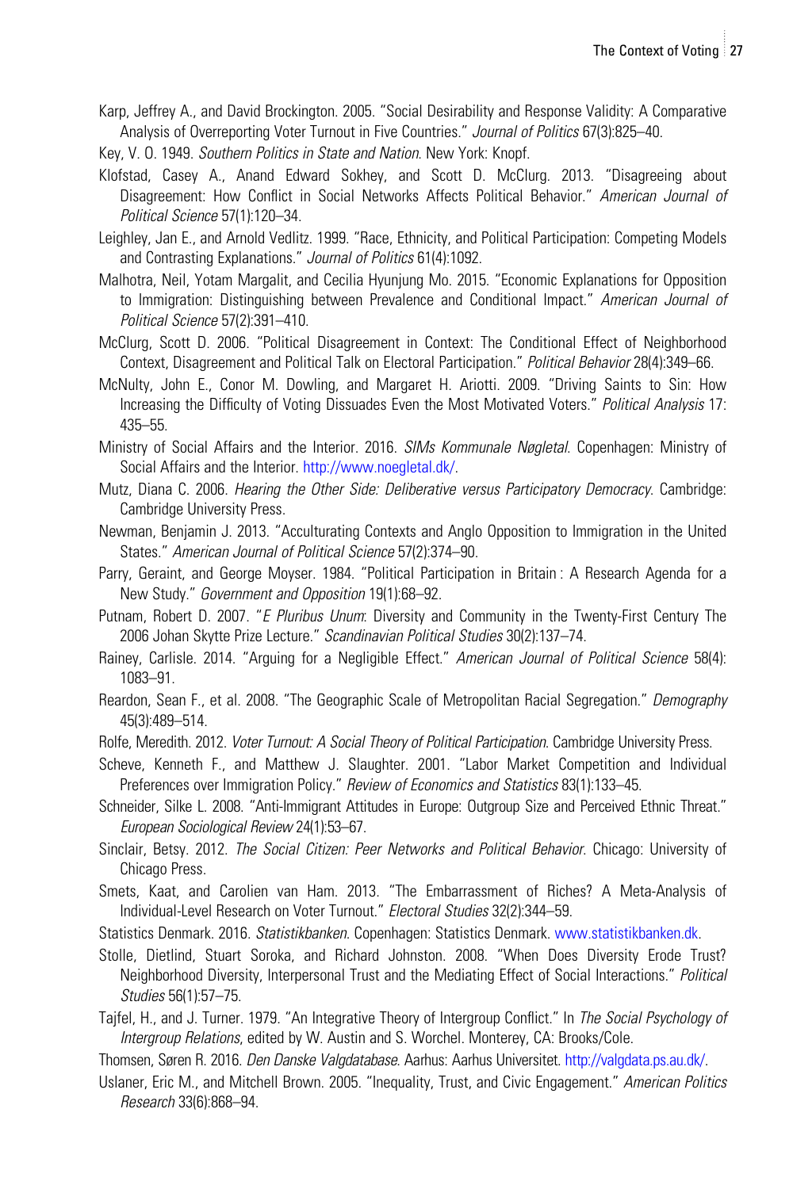Karp, Jeffrey A., and David Brockington. 2005. "Social Desirability and Response Validity: A Comparative Analysis of Overreporting Voter Turnout in Five Countries." *Journal of Politics* 67(3):825–40.

Key, V. O. 1949. *Southern Politics in State and Nation*. New York: Knopf.

Klofstad, Casey A., Anand Edward Sokhey, and Scott D. McClurg. 2013. "Disagreeing about Disagreement: How Conflict in Social Networks Affects Political Behavior." *American Journal of Political Science* 57(1):120–34.

Leighley, Jan E., and Arnold Vedlitz. 1999. "Race, Ethnicity, and Political Participation: Competing Models and Contrasting Explanations." *Journal of Politics* 61(4):1092.

Malhotra, Neil, Yotam Margalit, and Cecilia Hyunjung Mo. 2015. "Economic Explanations for Opposition to Immigration: Distinguishing between Prevalence and Conditional Impact." *American Journal of Political Science* 57(2):391–410.

McClurg, Scott D. 2006. "Political Disagreement in Context: The Conditional Effect of Neighborhood Context, Disagreement and Political Talk on Electoral Participation." *Political Behavior* 28(4):349–66.

McNulty, John E., Conor M. Dowling, and Margaret H. Ariotti. 2009. "Driving Saints to Sin: How Increasing the Difficulty of Voting Dissuades Even the Most Motivated Voters." *Political Analysis* 17: 435–55.

Ministry of Social Affairs and the Interior. 2016. *SIMs Kommunale Nøgletal*. Copenhagen: Ministry of Social Affairs and the Interior. http://www.noegletal.dk/.

Mutz, Diana C. 2006. *Hearing the Other Side: Deliberative versus Participatory Democracy*. Cambridge: Cambridge University Press.

Newman, Benjamin J. 2013. "Acculturating Contexts and Anglo Opposition to Immigration in the United States." *American Journal of Political Science* 57(2):374–90.

Parry, Geraint, and George Moyser. 1984. "Political Participation in Britain : A Research Agenda for a New Study." *Government and Opposition* 19(1):68–92.

Putnam, Robert D. 2007. "*E Pluribus Unum*: Diversity and Community in the Twenty-First Century The 2006 Johan Skytte Prize Lecture." *Scandinavian Political Studies* 30(2):137–74.

Rainey, Carlisle. 2014. "Arguing for a Negligible Effect." *American Journal of Political Science* 58(4): 1083–91.

Reardon, Sean F., et al. 2008. "The Geographic Scale of Metropolitan Racial Segregation." *Demography* 45(3):489–514.

Rolfe, Meredith. 2012. *Voter Turnout: A Social Theory of Political Participation*. Cambridge University Press.

Scheve, Kenneth F., and Matthew J. Slaughter. 2001. "Labor Market Competition and Individual Preferences over Immigration Policy." *Review of Economics and Statistics* 83(1):133–45.

Schneider, Silke L. 2008. "Anti-Immigrant Attitudes in Europe: Outgroup Size and Perceived Ethnic Threat." *European Sociological Review* 24(1):53–67.

Sinclair, Betsy. 2012. *The Social Citizen: Peer Networks and Political Behavior*. Chicago: University of Chicago Press.

Smets, Kaat, and Carolien van Ham. 2013. "The Embarrassment of Riches? A Meta-Analysis of Individual-Level Research on Voter Turnout." *Electoral Studies* 32(2):344–59.

Statistics Denmark. 2016. *Statistikbanken*. Copenhagen: Statistics Denmark. www.statistikbanken.dk.

Stolle, Dietlind, Stuart Soroka, and Richard Johnston. 2008. "When Does Diversity Erode Trust? Neighborhood Diversity, Interpersonal Trust and the Mediating Effect of Social Interactions." *Political Studies* 56(1):57–75.

Tajfel, H., and J. Turner. 1979. "An Integrative Theory of Intergroup Conflict." In *The Social Psychology of Intergroup Relations*, edited by W. Austin and S. Worchel. Monterey, CA: Brooks/Cole.

Thomsen, Søren R. 2016. *Den Danske Valgdatabase*. Aarhus: Aarhus Universitet. http://valgdata.ps.au.dk/.

Uslaner, Eric M., and Mitchell Brown. 2005. "Inequality, Trust, and Civic Engagement." *American Politics Research* 33(6):868–94.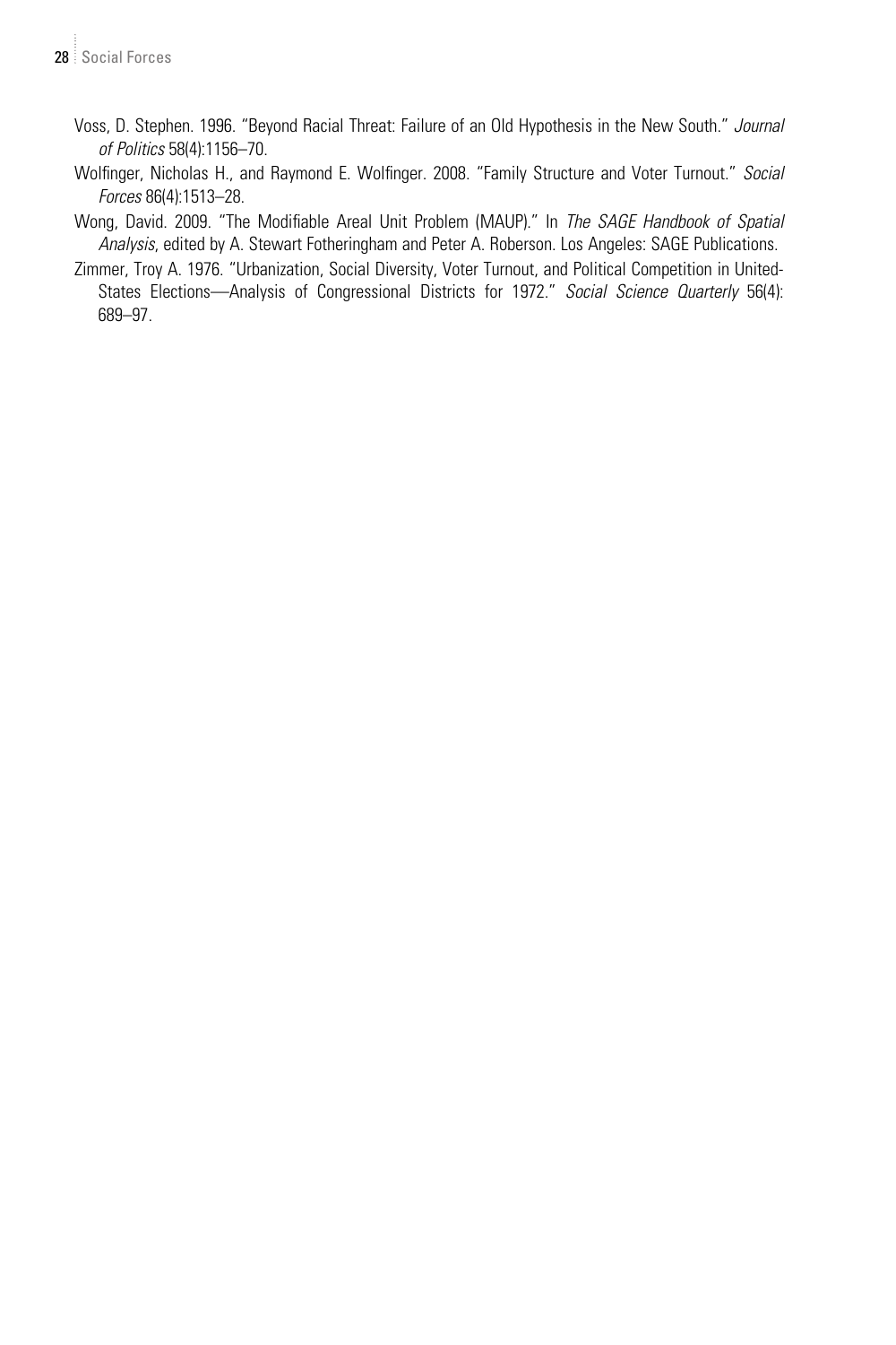Voss, D. Stephen. 1996. "Beyond Racial Threat: Failure of an Old Hypothesis in the New South." *Journal of Politics* 58(4):1156–70.

Wolfinger, Nicholas H., and Raymond E. Wolfinger. 2008. "Family Structure and Voter Turnout." *Social Forces* 86(4):1513–28.

Wong, David. 2009. "The Modifiable Areal Unit Problem (MAUP)." In *The SAGE Handbook of Spatial Analysis*, edited by A. Stewart Fotheringham and Peter A. Roberson. Los Angeles: SAGE Publications.

Zimmer, Troy A. 1976. "Urbanization, Social Diversity, Voter Turnout, and Political Competition in United-States Elections—Analysis of Congressional Districts for 1972." *Social Science Quarterly* 56(4): 689–97.